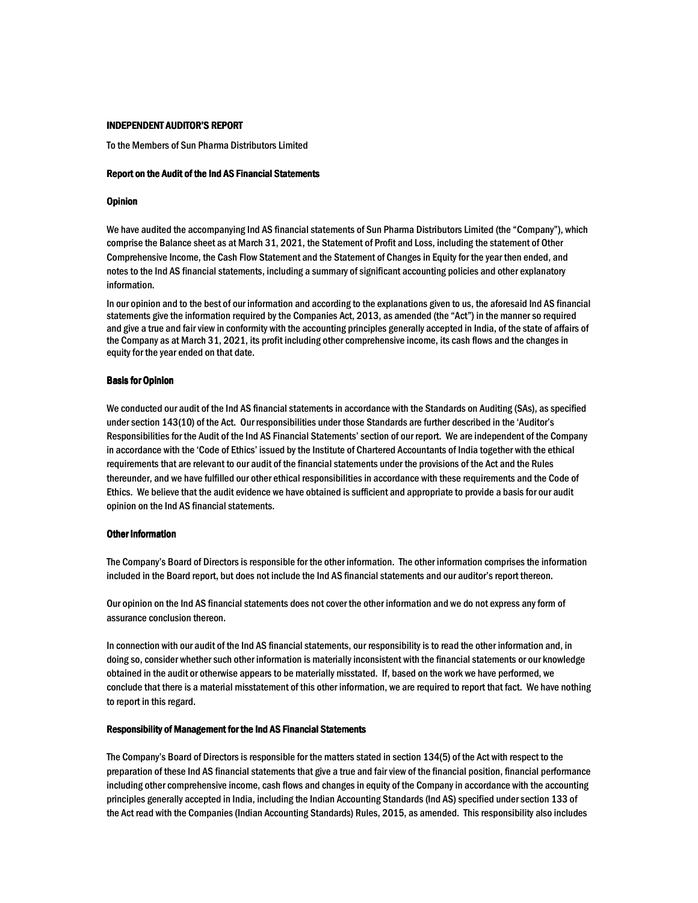# INDEPENDENT AUDITOR'S REPORT

To the Members of Sun Pharma Distributors Limited

## Report on the Audit of the Ind AS Financial Statements

### Opinion

We have audited the accompanying Ind AS financial statements of Sun Pharma Distributors Limited (the "Company"), which comprise the Balance sheet as at March 31, 2021, the Statement of Profit and Loss, including the statement of Other Comprehensive Income, the Cash Flow Statement and the Statement of Changes in Equity for the year then ended, and notes to the Ind AS financial statements, including a summary of significant accounting policies and other explanatory information.

In our opinion and to the best of our information and according to the explanations given to us, the aforesaid Ind AS financial statements give the information required by the Companies Act, 2013, as amended (the "Act") in the manner so required and give a true and fair view in conformity with the accounting principles generally accepted in India, of the state of affairs of the Company as at March 31, 2021, its profit including other comprehensive income, its cash flows and the changes in equity for the year ended on that date.

### Basis for Opinion

We conducted our audit of the Ind AS financial statements in accordance with the Standards on Auditing (SAs), as specified under section 143(10) of the Act. Our responsibilities under those Standards are further described in the 'Auditor's Responsibilities for the Audit of the Ind AS Financial Statements' section of our report. We are independent of the Company in accordance with the 'Code of Ethics' issued by the Institute of Chartered Accountants of India together with the ethical requirements that are relevant to our audit of the financial statements under the provisions of the Act and the Rules thereunder, and we have fulfilled our other ethical responsibilities in accordance with these requirements and the Code of Ethics. We believe that the audit evidence we have obtained is sufficient and appropriate to provide a basis for our audit opinion on the Ind AS financial statements.

### Other Information

The Company's Board of Directors is responsible for the other information. The other information comprises the information included in the Board report, but does not include the Ind AS financial statements and our auditor's report thereon.

Our opinion on the Ind AS financial statements does not cover the other information and we do not express any form of assurance conclusion thereon.

In connection with our audit of the Ind AS financial statements, our responsibility is to read the other information and, in doing so, consider whether such other information is materially inconsistent with the financial statements or our knowledge obtained in the audit or otherwise appears to be materially misstated. If, based on the work we have performed, we conclude that there is a material misstatement of this other information, we are required to report that fact. We have nothing to report in this regard.

### Responsibility of Management for the Ind AS Financial Statements

The Company's Board of Directors is responsible for the matters stated in section 134(5) of the Act with respect to the preparation of these Ind AS financial statements that give a true and fair view of the financial position, financial performance including other comprehensive income, cash flows and changes in equity of the Company in accordance with the accounting principles generally accepted in India, including the Indian Accounting Standards (Ind AS) specified under section 133 of the Act read with the Companies (Indian Accounting Standards) Rules, 2015, as amended. This responsibility also includes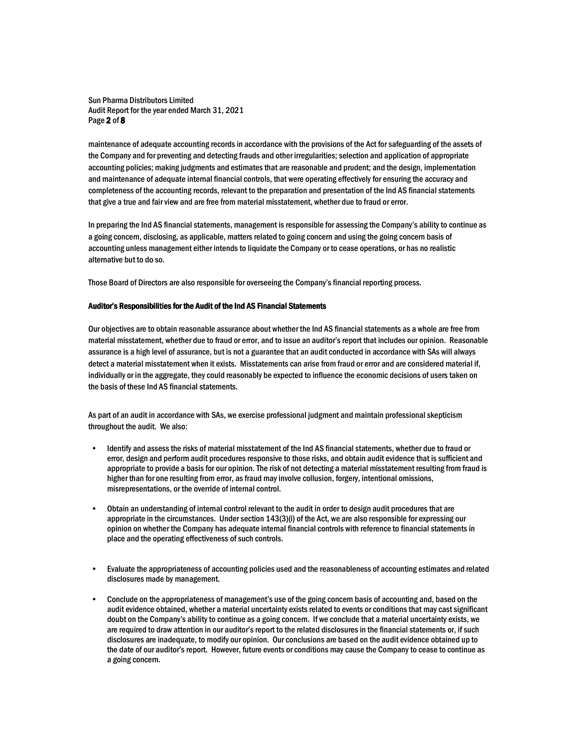maintenance of adequate accounting records in accordance with the provisions of the Act for safeguarding of the assets of the Company and for preventing and detecting frauds and other irregularities; selection and application of appropriate accounting policies; making judgments and estimates that are reasonable and prudent; and the design, implementation and maintenance of adequate internal financial controls, that were operating effectively for ensuring the accuracy and completeness of the accounting records, relevant to the preparation and presentation of the Ind AS financial statements that give a true and fair view and are free from material misstatement, whether due to fraud or error.

In preparing the Ind AS financial statements, management is responsible for assessing the Company's ability to continue as a going concern, disclosing, as applicable, matters related to going concern and using the going concern basis of accounting unless management either intends to liquidate the Company or to cease operations, or has no realistic alternative but to do so.

Those Board of Directors are also responsible for overseeing the Company's financial reporting process.

**Auditor's Responsibilities for the Audit of the Ind AS Financial Statements**

Our objectives are to obtain reasonable assurance about whether the Ind AS financial statements as a whole are free from material misstatement, whether due to fraud or error, and to issue an auditor's report that includes our opinion. Reasonable assurance is a high level of assurance, but is not a guarantee that an audit conducted in accordance with SAs will always detect a material misstatement when it exists. Misstatements can arise from fraud or error and are considered material if, individually or in the aggregate, they could reasonably be expected to influence the economic decisions of users taken on the basis of these Ind AS financial statements.

As part of an audit in accordance with SAs, we exercise professional judgment and maintain professional skepticism throughout the audit. We also:

- Identify and assess the risks of material misstatement of the Ind AS financial statements, whether due to fraud or error, design and perform audit procedures responsive to those risks, and obtain audit evidence that is sufficient and appropriate to provide a basis for our opinion. The risk of not detecting a material misstatement resulting from fraud is higher than for one resulting from error, as fraud may involve collusion, forgery, intentional omissions, misrepresentations, or the override of internal control.

- Obtain an understanding of internal control relevant to the audit in order to design audit procedures that are appropriate in the circumstances. Under section 143(3)(i) of the Act, we are also responsible for expressing our opinion on whether the Company has adequate internal financial controls with reference to financial statements in place and the operating effectiveness of such controls.

- Evaluate the appropriateness of accounting policies used and the reasonableness of accounting estimates and related disclosures made by management.

- Conclude on the appropriateness of management's use of the going concern basis of accounting and, based on the audit evidence obtained, whether a material uncertainty exists related to events or conditions that may cast significant doubt on the Company's ability to continue as a going concern. If we conclude that a material uncertainty exists, we are required to draw attention in our auditor's report to the related disclosures in the financial statements or, if such disclosures are inadequate, to modify our opinion. Our conclusions are based on the audit evidence obtained up to the date of our auditor's report. However, future events or conditions may cause the Company to cease to continue as a going concern.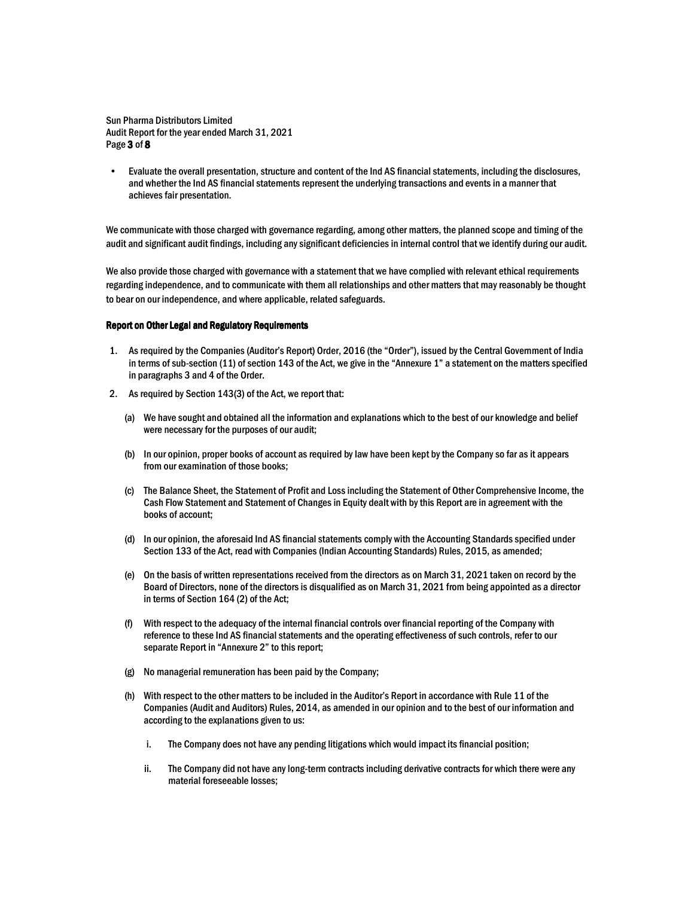- Evaluate the overall presentation, structure and content of the Ind AS financial statements, including the disclosures, and whether the Ind AS financial statements represent the underlying transactions and events in a manner that achieves fair presentation.

We communicate with those charged with governance regarding, among other matters, the planned scope and timing of the audit and significant audit findings, including any significant deficiencies in internal control that we identify during our audit.

We also provide those charged with governance with a statement that we have complied with relevant ethical requirements regarding independence, and to communicate with them all relationships and other matters that may reasonably be thought to bear on our independence, and where applicable, related safeguards.

**Report on Other Legal and Regulatory Requirements**

1. As required by the Companies (Auditor's Report) Order, 2016 (the "Order"), issued by the Central Government of India in terms of sub-section (11) of section 143 of the Act, we give in the "Annexure 1" a statement on the matters specified in paragraphs 3 and 4 of the Order.
2. As required by Section 143(3) of the Act, we report that:

   (a) We have sought and obtained all the information and explanations which to the best of our knowledge and belief were necessary for the purposes of our audit;

   (b) In our opinion, proper books of account as required by law have been kept by the Company so far as it appears from our examination of those books;

   (c) The Balance Sheet, the Statement of Profit and Loss including the Statement of Other Comprehensive Income, the Cash Flow Statement and Statement of Changes in Equity dealt with by this Report are in agreement with the books of account;

   (d) In our opinion, the aforesaid Ind AS financial statements comply with the Accounting Standards specified under Section 133 of the Act, read with Companies (Indian Accounting Standards) Rules, 2015, as amended;

   (e) On the basis of written representations received from the directors as on March 31, 2021 taken on record by the Board of Directors, none of the directors is disqualified as on March 31, 2021 from being appointed as a director in terms of Section 164 (2) of the Act;

   (f) With respect to the adequacy of the internal financial controls over financial reporting of the Company with reference to these Ind AS financial statements and the operating effectiveness of such controls, refer to our separate Report in "Annexure 2" to this report;

   (g) No managerial remuneration has been paid by the Company;

   (h) With respect to the other matters to be included in the Auditor's Report in accordance with Rule 11 of the Companies (Audit and Auditors) Rules, 2014, as amended in our opinion and to the best of our information and according to the explanations given to us:

      i. The Company does not have any pending litigations which would impact its financial position;

      ii. The Company did not have any long-term contracts including derivative contracts for which there were any material foreseeable losses;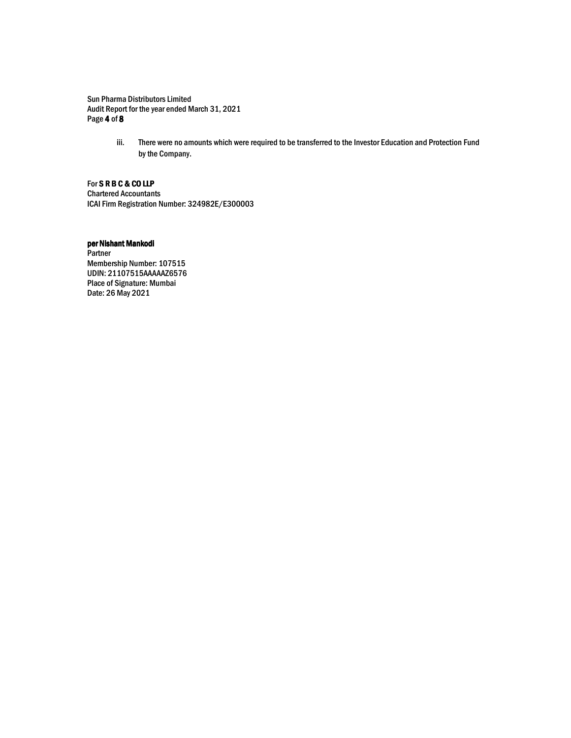iii. There were no amounts which were required to be transferred to the Investor Education and Protection Fund by the Company.

For **S R B C & CO LLP**
Chartered Accountants
ICAI Firm Registration Number: 324982E/E300003

**per Nishant Mankodi**
Partner
Membership Number: 107515
UDIN: 21107515AAAAAZ6576
Place of Signature: Mumbai
Date: 26 May 2021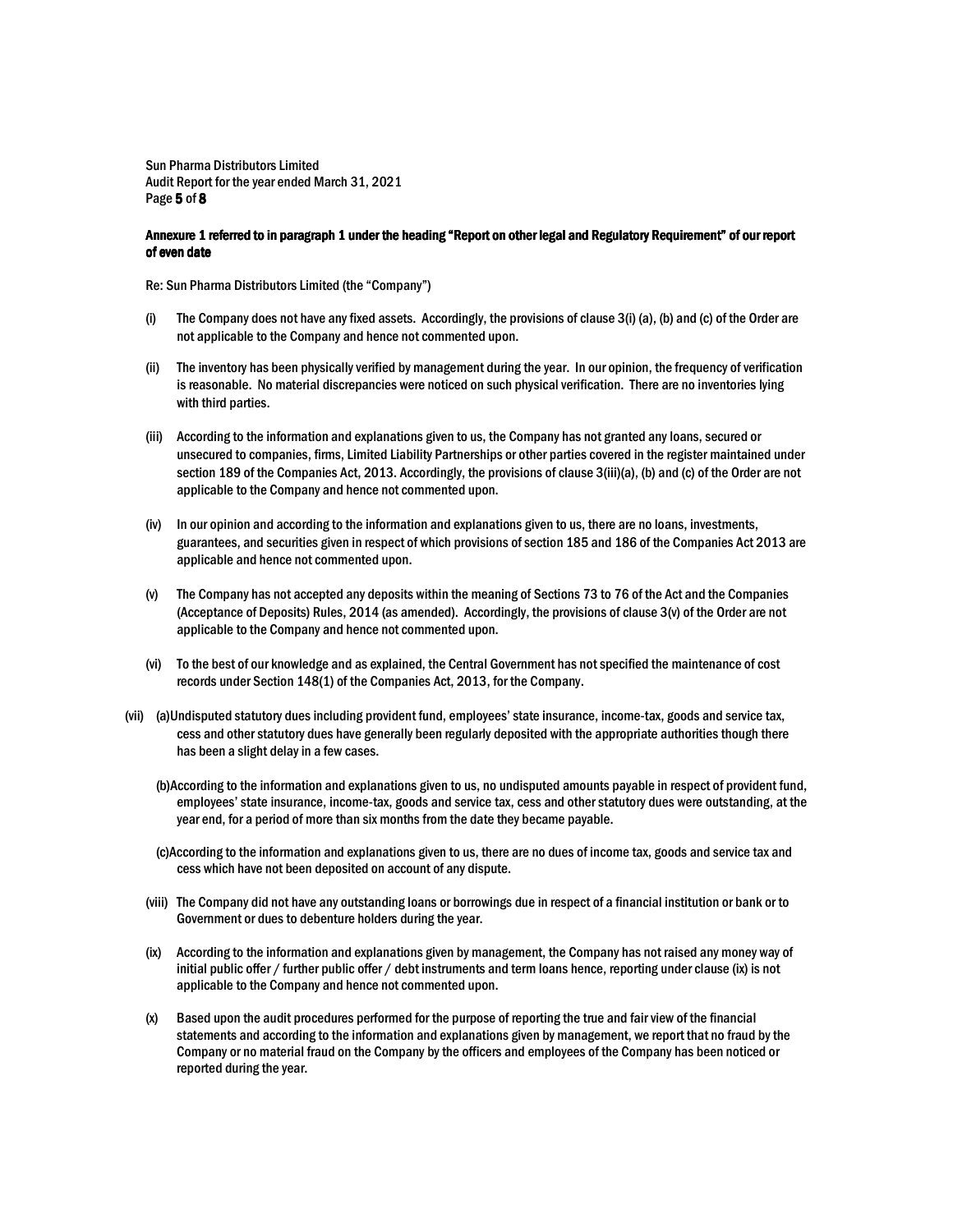**Annexure 1 referred to in paragraph 1 under the heading "Report on other legal and Regulatory Requirement" of our report of even date**

Re: Sun Pharma Distributors Limited (the "Company")

(i) The Company does not have any fixed assets. Accordingly, the provisions of clause 3(i) (a), (b) and (c) of the Order are not applicable to the Company and hence not commented upon.

(ii) The inventory has been physically verified by management during the year. In our opinion, the frequency of verification is reasonable. No material discrepancies were noticed on such physical verification. There are no inventories lying with third parties.

(iii) According to the information and explanations given to us, the Company has not granted any loans, secured or unsecured to companies, firms, Limited Liability Partnerships or other parties covered in the register maintained under section 189 of the Companies Act, 2013. Accordingly, the provisions of clause 3(iii)(a), (b) and (c) of the Order are not applicable to the Company and hence not commented upon.

(iv) In our opinion and according to the information and explanations given to us, there are no loans, investments, guarantees, and securities given in respect of which provisions of section 185 and 186 of the Companies Act 2013 are applicable and hence not commented upon.

(v) The Company has not accepted any deposits within the meaning of Sections 73 to 76 of the Act and the Companies (Acceptance of Deposits) Rules, 2014 (as amended). Accordingly, the provisions of clause 3(v) of the Order are not applicable to the Company and hence not commented upon.

(vi) To the best of our knowledge and as explained, the Central Government has not specified the maintenance of cost records under Section 148(1) of the Companies Act, 2013, for the Company.

(vii) (a)Undisputed statutory dues including provident fund, employees' state insurance, income-tax, goods and service tax, cess and other statutory dues have generally been regularly deposited with the appropriate authorities though there has been a slight delay in a few cases.

(b)According to the information and explanations given to us, no undisputed amounts payable in respect of provident fund, employees' state insurance, income-tax, goods and service tax, cess and other statutory dues were outstanding, at the year end, for a period of more than six months from the date they became payable.

(c)According to the information and explanations given to us, there are no dues of income tax, goods and service tax and cess which have not been deposited on account of any dispute.

(viii) The Company did not have any outstanding loans or borrowings due in respect of a financial institution or bank or to Government or dues to debenture holders during the year.

(ix) According to the information and explanations given by management, the Company has not raised any money way of initial public offer / further public offer / debt instruments and term loans hence, reporting under clause (ix) is not applicable to the Company and hence not commented upon.

(x) Based upon the audit procedures performed for the purpose of reporting the true and fair view of the financial statements and according to the information and explanations given by management, we report that no fraud by the Company or no material fraud on the Company by the officers and employees of the Company has been noticed or reported during the year.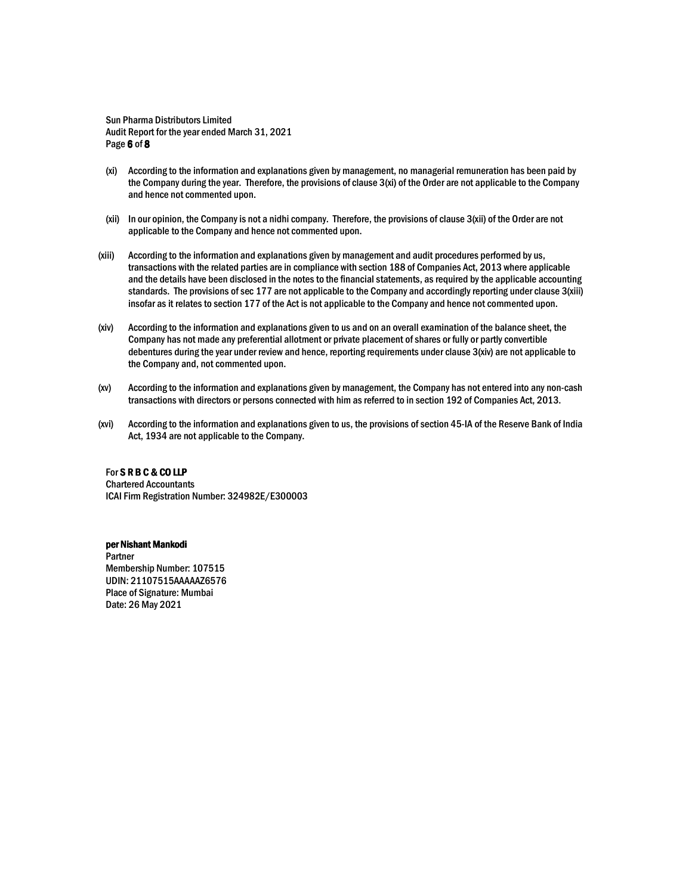(xi) According to the information and explanations given by management, no managerial remuneration has been paid by the Company during the year. Therefore, the provisions of clause 3(xi) of the Order are not applicable to the Company and hence not commented upon.

(xii) In our opinion, the Company is not a nidhi company. Therefore, the provisions of clause 3(xii) of the Order are not applicable to the Company and hence not commented upon.

(xiii) According to the information and explanations given by management and audit procedures performed by us, transactions with the related parties are in compliance with section 188 of Companies Act, 2013 where applicable and the details have been disclosed in the notes to the financial statements, as required by the applicable accounting standards. The provisions of sec 177 are not applicable to the Company and accordingly reporting under clause 3(xiii) insofar as it relates to section 177 of the Act is not applicable to the Company and hence not commented upon.

(xiv) According to the information and explanations given to us and on an overall examination of the balance sheet, the Company has not made any preferential allotment or private placement of shares or fully or partly convertible debentures during the year under review and hence, reporting requirements under clause 3(xiv) are not applicable to the Company and, not commented upon.

(xv) According to the information and explanations given by management, the Company has not entered into any non-cash transactions with directors or persons connected with him as referred to in section 192 of Companies Act, 2013.

(xvi) According to the information and explanations given to us, the provisions of section 45-IA of the Reserve Bank of India Act, 1934 are not applicable to the Company.

For **S R B C & CO LLP**
Chartered Accountants
ICAI Firm Registration Number: 324982E/E300003

**per Nishant Mankodi**
Partner
Membership Number: 107515
UDIN: 21107515AAAAAZ6576
Place of Signature: Mumbai
Date: 26 May 2021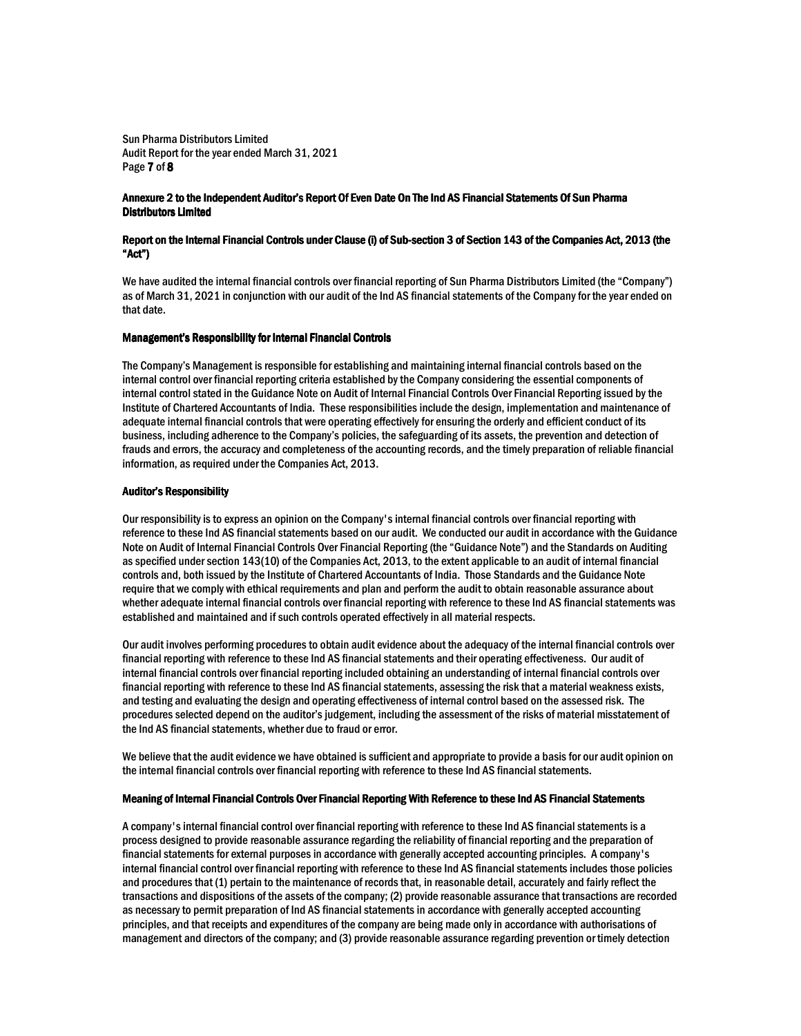**Annexure 2 to the Independent Auditor's Report Of Even Date On The Ind AS Financial Statements Of Sun Pharma Distributors Limited**

**Report on the Internal Financial Controls under Clause (i) of Sub-section 3 of Section 143 of the Companies Act, 2013 (the "Act")**

We have audited the internal financial controls over financial reporting of Sun Pharma Distributors Limited (the "Company") as of March 31, 2021 in conjunction with our audit of the Ind AS financial statements of the Company for the year ended on that date.

**Management's Responsibility for Internal Financial Controls**

The Company's Management is responsible for establishing and maintaining internal financial controls based on the internal control over financial reporting criteria established by the Company considering the essential components of internal control stated in the Guidance Note on Audit of Internal Financial Controls Over Financial Reporting issued by the Institute of Chartered Accountants of India. These responsibilities include the design, implementation and maintenance of adequate internal financial controls that were operating effectively for ensuring the orderly and efficient conduct of its business, including adherence to the Company's policies, the safeguarding of its assets, the prevention and detection of frauds and errors, the accuracy and completeness of the accounting records, and the timely preparation of reliable financial information, as required under the Companies Act, 2013.

**Auditor's Responsibility**

Our responsibility is to express an opinion on the Company's internal financial controls over financial reporting with reference to these Ind AS financial statements based on our audit. We conducted our audit in accordance with the Guidance Note on Audit of Internal Financial Controls Over Financial Reporting (the "Guidance Note") and the Standards on Auditing as specified under section 143(10) of the Companies Act, 2013, to the extent applicable to an audit of internal financial controls and, both issued by the Institute of Chartered Accountants of India. Those Standards and the Guidance Note require that we comply with ethical requirements and plan and perform the audit to obtain reasonable assurance about whether adequate internal financial controls over financial reporting with reference to these Ind AS financial statements was established and maintained and if such controls operated effectively in all material respects.

Our audit involves performing procedures to obtain audit evidence about the adequacy of the internal financial controls over financial reporting with reference to these Ind AS financial statements and their operating effectiveness. Our audit of internal financial controls over financial reporting included obtaining an understanding of internal financial controls over financial reporting with reference to these Ind AS financial statements, assessing the risk that a material weakness exists, and testing and evaluating the design and operating effectiveness of internal control based on the assessed risk. The procedures selected depend on the auditor's judgement, including the assessment of the risks of material misstatement of the Ind AS financial statements, whether due to fraud or error.

We believe that the audit evidence we have obtained is sufficient and appropriate to provide a basis for our audit opinion on the internal financial controls over financial reporting with reference to these Ind AS financial statements.

**Meaning of Internal Financial Controls Over Financial Reporting With Reference to these Ind AS Financial Statements**

A company's internal financial control over financial reporting with reference to these Ind AS financial statements is a process designed to provide reasonable assurance regarding the reliability of financial reporting and the preparation of financial statements for external purposes in accordance with generally accepted accounting principles. A company's internal financial control over financial reporting with reference to these Ind AS financial statements includes those policies and procedures that (1) pertain to the maintenance of records that, in reasonable detail, accurately and fairly reflect the transactions and dispositions of the assets of the company; (2) provide reasonable assurance that transactions are recorded as necessary to permit preparation of Ind AS financial statements in accordance with generally accepted accounting principles, and that receipts and expenditures of the company are being made only in accordance with authorisations of management and directors of the company; and (3) provide reasonable assurance regarding prevention or timely detection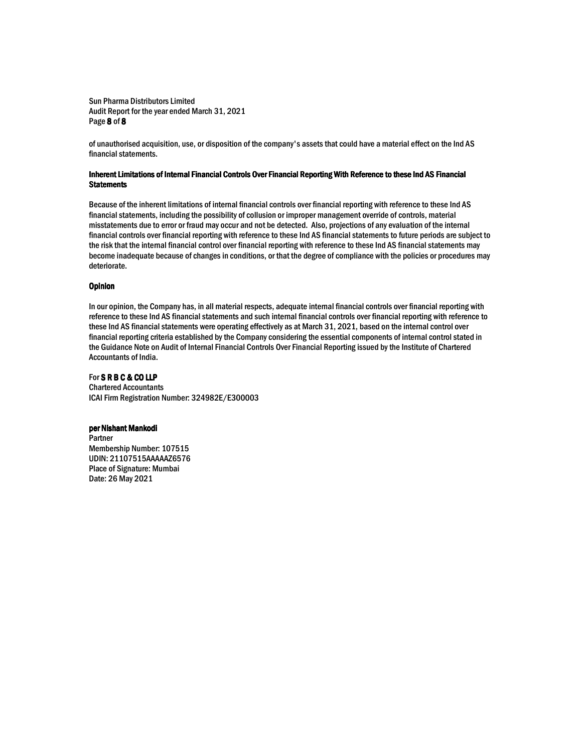of unauthorised acquisition, use, or disposition of the company's assets that could have a material effect on the Ind AS financial statements.

### Inherent Limitations of Internal Financial Controls Over Financial Reporting With Reference to these Ind AS Financial Statements

Because of the inherent limitations of internal financial controls over financial reporting with reference to these Ind AS financial statements, including the possibility of collusion or improper management override of controls, material misstatements due to error or fraud may occur and not be detected. Also, projections of any evaluation of the internal financial controls over financial reporting with reference to these Ind AS financial statements to future periods are subject to the risk that the internal financial control over financial reporting with reference to these Ind AS financial statements may become inadequate because of changes in conditions, or that the degree of compliance with the policies or procedures may deteriorate.

### Opinion

In our opinion, the Company has, in all material respects, adequate internal financial controls over financial reporting with reference to these Ind AS financial statements and such internal financial controls over financial reporting with reference to these Ind AS financial statements were operating effectively as at March 31, 2021, based on the internal control over financial reporting criteria established by the Company considering the essential components of internal control stated in the Guidance Note on Audit of Internal Financial Controls Over Financial Reporting issued by the Institute of Chartered Accountants of India.

For **S R B C & CO LLP**
Chartered Accountants
ICAI Firm Registration Number: 324982E/E300003

**per Nishant Mankodi**
Partner
Membership Number: 107515
UDIN: 21107515AAAAAZ6576
Place of Signature: Mumbai
Date: 26 May 2021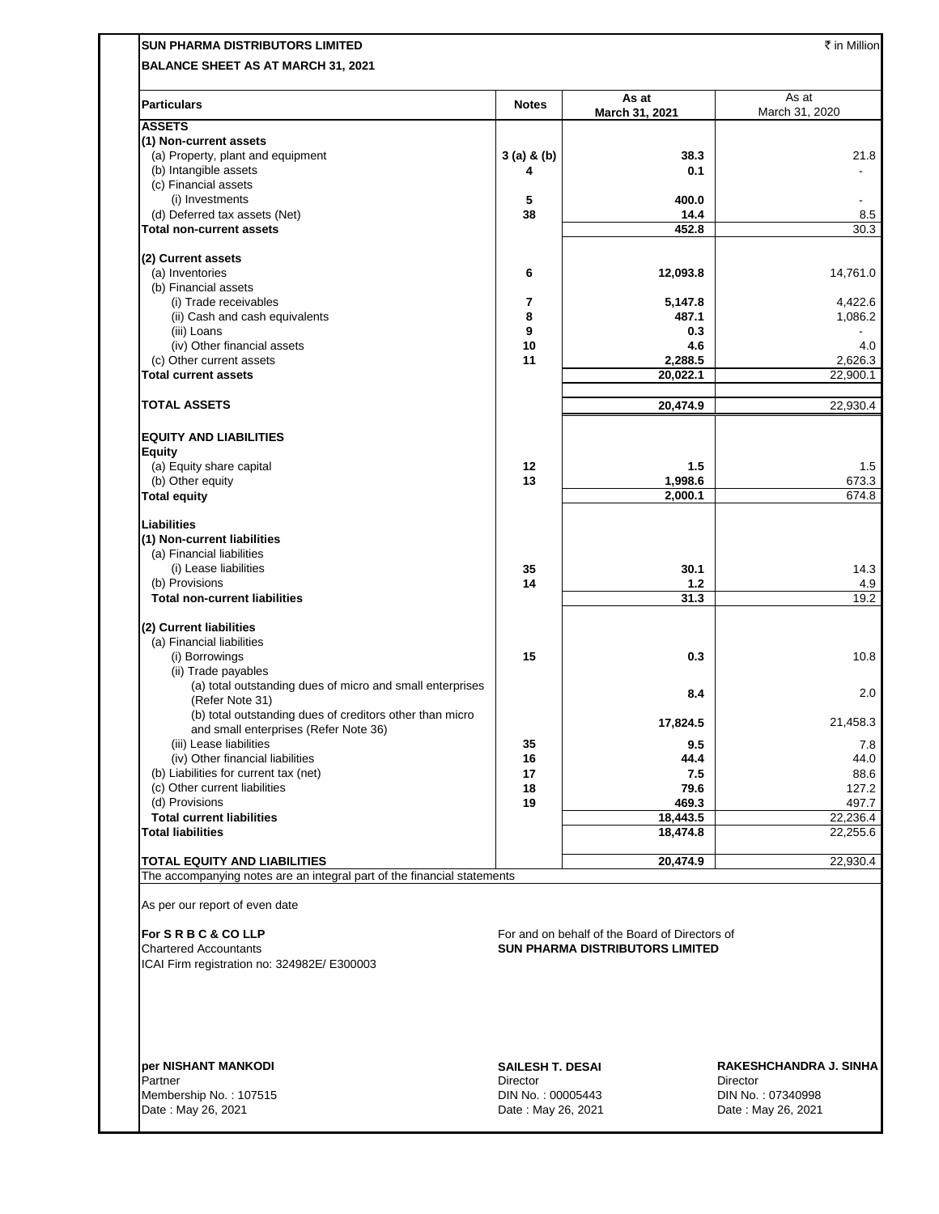**SUN PHARMA DISTRIBUTORS LIMITED** ₹ in Million

**BALANCE SHEET AS AT MARCH 31, 2021**

| Particulars | Notes | As at March 31, 2021 | As at March 31, 2020 |
|---|---|---|---|
| **ASSETS** | | | |
| **(1) Non-current assets** | | | |
| (a) Property, plant and equipment | 3 (a) & (b) | 38.3 | 21.8 |
| (b) Intangible assets | 4 | 0.1 | - |
| (c) Financial assets | | | |
| (i) Investments | 5 | 400.0 | - |
| (d) Deferred tax assets (Net) | 38 | 14.4 | 8.5 |
| **Total non-current assets** | | 452.8 | 30.3 |
| **(2) Current assets** | | | |
| (a) Inventories | 6 | 12,093.8 | 14,761.0 |
| (b) Financial assets | | | |
| (i) Trade receivables | 7 | 5,147.8 | 4,422.6 |
| (ii) Cash and cash equivalents | 8 | 487.1 | 1,086.2 |
| (iii) Loans | 9 | 0.3 | - |
| (iv) Other financial assets | 10 | 4.6 | 4.0 |
| (c) Other current assets | 11 | 2,288.5 | 2,626.3 |
| **Total current assets** | | 20,022.1 | 22,900.1 |
| **TOTAL ASSETS** | | 20,474.9 | 22,930.4 |
| **EQUITY AND LIABILITIES** | | | |
| **Equity** | | | |
| (a) Equity share capital | 12 | 1.5 | 1.5 |
| (b) Other equity | 13 | 1,998.6 | 673.3 |
| **Total equity** | | 2,000.1 | 674.8 |
| **Liabilities** | | | |
| **(1) Non-current liabilities** | | | |
| (a) Financial liabilities | | | |
| (i) Lease liabilities | 35 | 30.1 | 14.3 |
| (b) Provisions | 14 | 1.2 | 4.9 |
| **Total non-current liabilities** | | 31.3 | 19.2 |
| **(2) Current liabilities** | | | |
| (a) Financial liabilities | | | |
| (i) Borrowings | 15 | 0.3 | 10.8 |
| (ii) Trade payables | | | |
| (a) total outstanding dues of micro and small enterprises (Refer Note 31) | | 8.4 | 2.0 |
| (b) total outstanding dues of creditors other than micro and small enterprises (Refer Note 36) | | 17,824.5 | 21,458.3 |
| (iii) Lease liabilities | 35 | 9.5 | 7.8 |
| (iv) Other financial liabilities | 16 | 44.4 | 44.0 |
| (b) Liabilities for current tax (net) | 17 | 7.5 | 88.6 |
| (c) Other current liabilities | 18 | 79.6 | 127.2 |
| (d) Provisions | 19 | 469.3 | 497.7 |
| **Total current liabilities** | | 18,443.5 | 22,236.4 |
| **Total liabilities** | | 18,474.8 | 22,255.6 |
| **TOTAL EQUITY AND LIABILITIES** | | 20,474.9 | 22,930.4 |

The accompanying notes are an integral part of the financial statements

As per our report of even date

**For S R B C & CO LLP**
Chartered Accountants
ICAI Firm registration no: 324982E/ E300003

For and on behalf of the Board of Directors of
**SUN PHARMA DISTRIBUTORS LIMITED**

**per NISHANT MANKODI**
Partner
Membership No. : 107515
Date : May 26, 2021

**SAILESH T. DESAI**
Director
DIN No. : 00005443
Date : May 26, 2021

**RAKESHCHANDRA J. SINHA**
Director
DIN No. : 07340998
Date : May 26, 2021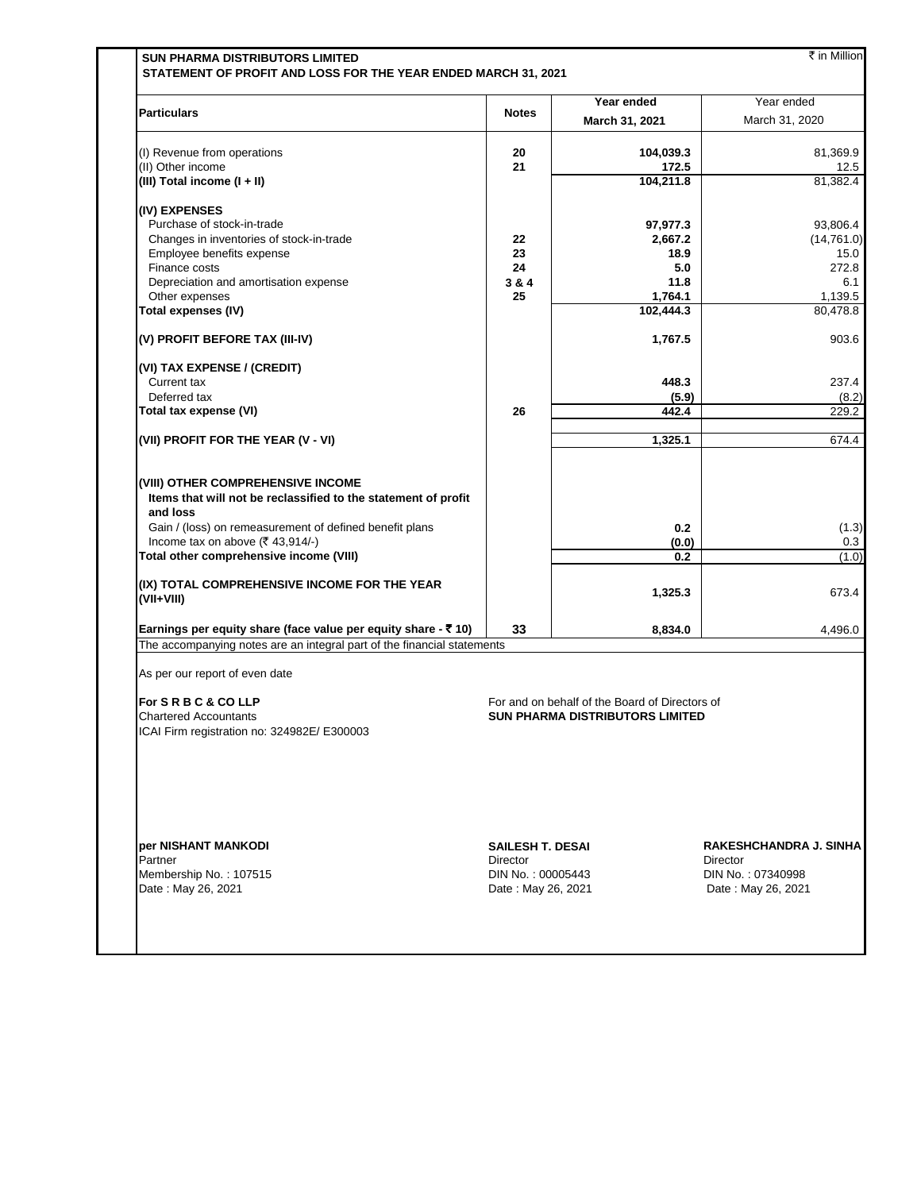**SUN PHARMA DISTRIBUTORS LIMITED**

**STATEMENT OF PROFIT AND LOSS FOR THE YEAR ENDED MARCH 31, 2021**

₹ in Million

| Particulars | Notes | Year ended March 31, 2021 | Year ended March 31, 2020 |
|---|---|---|---|
| (I) Revenue from operations | 20 | **104,039.3** | 81,369.9 |
| (II) Other income | 21 | **172.5** | 12.5 |
| **(III) Total income (I + II)** | | **104,211.8** | 81,382.4 |
| **(IV) EXPENSES** | | | |
| Purchase of stock-in-trade | | **97,977.3** | 93,806.4 |
| Changes in inventories of stock-in-trade | 22 | **2,667.2** | (14,761.0) |
| Employee benefits expense | 23 | **18.9** | 15.0 |
| Finance costs | 24 | **5.0** | 272.8 |
| Depreciation and amortisation expense | 3 & 4 | **11.8** | 6.1 |
| Other expenses | 25 | **1,764.1** | 1,139.5 |
| **Total expenses (IV)** | | **102,444.3** | 80,478.8 |
| **(V) PROFIT BEFORE TAX (III-IV)** | | **1,767.5** | 903.6 |
| **(VI) TAX EXPENSE / (CREDIT)** | | | |
| Current tax | | **448.3** | 237.4 |
| Deferred tax | | **(5.9)** | (8.2) |
| **Total tax expense (VI)** | 26 | **442.4** | 229.2 |
| **(VII) PROFIT FOR THE YEAR (V - VI)** | | **1,325.1** | 674.4 |
| **(VIII) OTHER COMPREHENSIVE INCOME** | | | |
| **Items that will not be reclassified to the statement of profit and loss** | | | |
| Gain / (loss) on remeasurement of defined benefit plans | | **0.2** | (1.3) |
| Income tax on above (₹ 43,914/-) | | **(0.0)** | 0.3 |
| **Total other comprehensive income (VIII)** | | **0.2** | (1.0) |
| **(IX) TOTAL COMPREHENSIVE INCOME FOR THE YEAR (VII+VIII)** | | **1,325.3** | 673.4 |
| **Earnings per equity share (face value per equity share - ₹ 10)** | 33 | **8,834.0** | 4,496.0 |

The accompanying notes are an integral part of the financial statements

As per our report of even date

**For S R B C & CO LLP**
Chartered Accountants
ICAI Firm registration no: 324982E/ E300003

For and on behalf of the Board of Directors of
**SUN PHARMA DISTRIBUTORS LIMITED**

**per NISHANT MANKODI**
Partner
Membership No. : 107515
Date : May 26, 2021

**SAILESH T. DESAI**
Director
DIN No. : 00005443
Date : May 26, 2021

**RAKESHCHANDRA J. SINHA**
Director
DIN No. : 07340998
Date : May 26, 2021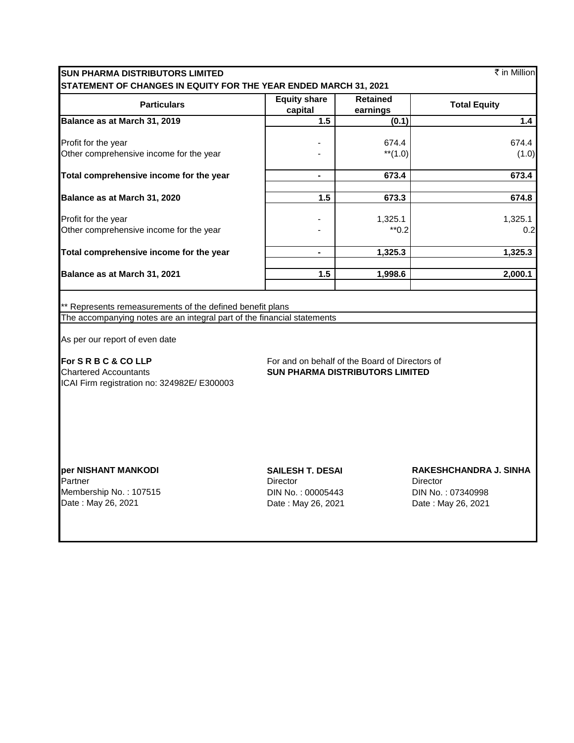**SUN PHARMA DISTRIBUTORS LIMITED**

**STATEMENT OF CHANGES IN EQUITY FOR THE YEAR ENDED MARCH 31, 2021**

₹ in Million

| Particulars | Equity share capital | Retained earnings | Total Equity |
|---|---|---|---|
| **Balance as at March 31, 2019** | **1.5** | **(0.1)** | **1.4** |
| Profit for the year | - | 674.4 | 674.4 |
| Other comprehensive income for the year | - | **(1.0) | (1.0) |
| **Total comprehensive income for the year** | **-** | **673.4** | **673.4** |
| **Balance as at March 31, 2020** | **1.5** | **673.3** | **674.8** |
| Profit for the year | - | 1,325.1 | 1,325.1 |
| Other comprehensive income for the year | - | **0.2 | 0.2 |
| **Total comprehensive income for the year** | **-** | **1,325.3** | **1,325.3** |
| **Balance as at March 31, 2021** | **1.5** | **1,998.6** | **2,000.1** |

** Represents remeasurements of the defined benefit plans

The accompanying notes are an integral part of the financial statements

As per our report of even date

**For S R B C & CO LLP**
Chartered Accountants
ICAI Firm registration no: 324982E/ E300003

For and on behalf of the Board of Directors of
**SUN PHARMA DISTRIBUTORS LIMITED**

**per NISHANT MANKODI**
Partner
Membership No. : 107515
Date : May 26, 2021

**SAILESH T. DESAI**
Director
DIN No. : 00005443
Date : May 26, 2021

**RAKESHCHANDRA J. SINHA**
Director
DIN No. : 07340998
Date : May 26, 2021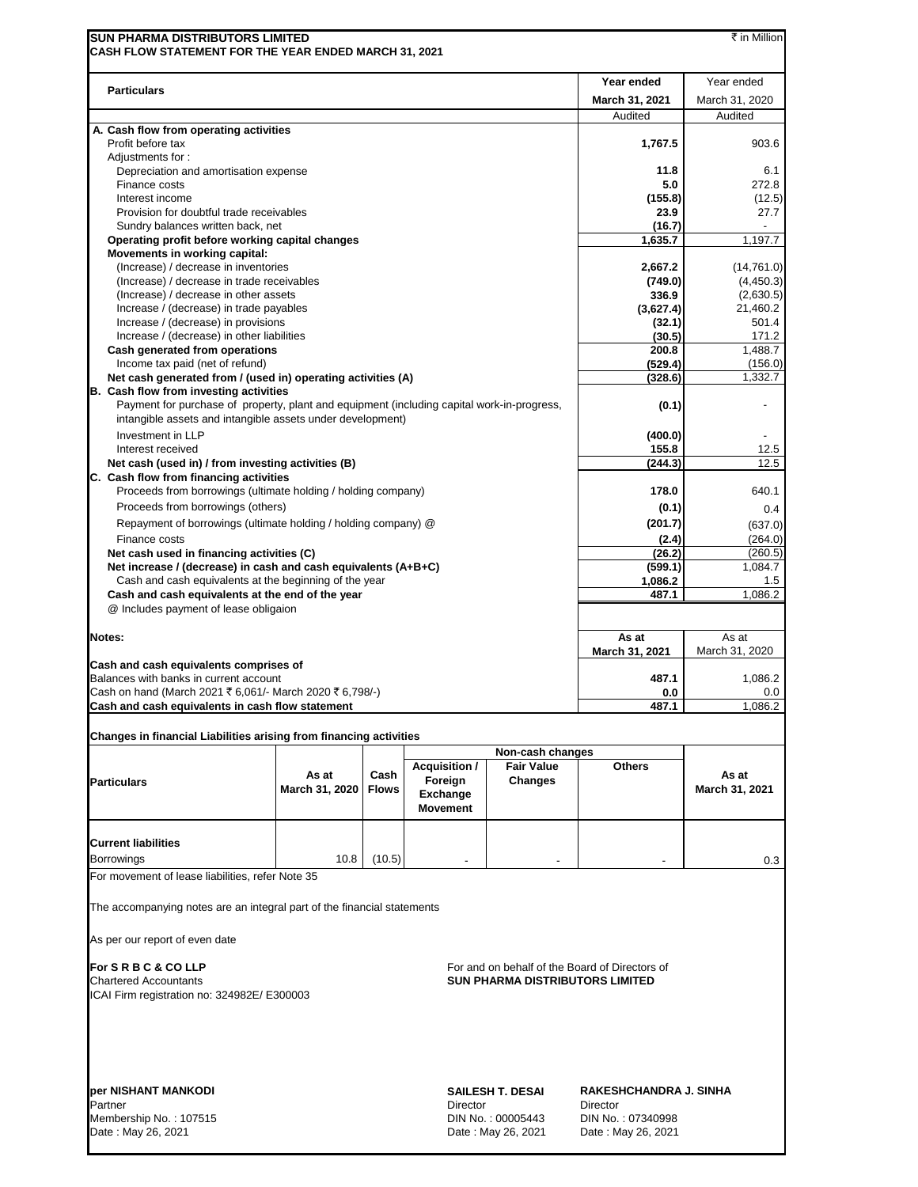**SUN PHARMA DISTRIBUTORS LIMITED**
**CASH FLOW STATEMENT FOR THE YEAR ENDED MARCH 31, 2021**

₹ in Million

| Particulars | Year ended March 31, 2021 | Year ended March 31, 2020 |
|---|---|---|
| | Audited | Audited |
| **A. Cash flow from operating activities** | | |
| Profit before tax | **1,767.5** | 903.6 |
| Adjustments for : | | |
| Depreciation and amortisation expense | **11.8** | 6.1 |
| Finance costs | **5.0** | 272.8 |
| Interest income | **(155.8)** | (12.5) |
| Provision for doubtful trade receivables | **23.9** | 27.7 |
| Sundry balances written back, net | **(16.7)** | - |
| **Operating profit before working capital changes** | **1,635.7** | 1,197.7 |
| **Movements in working capital:** | | |
| (Increase) / decrease in inventories | **2,667.2** | (14,761.0) |
| (Increase) / decrease in trade receivables | **(749.0)** | (4,450.3) |
| (Increase) / decrease in other assets | **336.9** | (2,630.5) |
| Increase / (decrease) in trade payables | **(3,627.4)** | 21,460.2 |
| Increase / (decrease) in provisions | **(32.1)** | 501.4 |
| Increase / (decrease) in other liabilities | **(30.5)** | 171.2 |
| **Cash generated from operations** | **200.8** | 1,488.7 |
| Income tax paid (net of refund) | **(529.4)** | (156.0) |
| **Net cash generated from / (used in) operating activities (A)** | **(328.6)** | 1,332.7 |
| **B. Cash flow from investing activities** | | |
| Payment for purchase of property, plant and equipment (including capital work-in-progress, intangible assets and intangible assets under development) | **(0.1)** | - |
| Investment in LLP | **(400.0)** | - |
| Interest received | **155.8** | 12.5 |
| **Net cash (used in) / from investing activities (B)** | **(244.3)** | 12.5 |
| **C. Cash flow from financing activities** | | |
| Proceeds from borrowings (ultimate holding / holding company) | **178.0** | 640.1 |
| Proceeds from borrowings (others) | **(0.1)** | 0.4 |
| Repayment of borrowings (ultimate holding / holding company) @ | **(201.7)** | (637.0) |
| Finance costs | **(2.4)** | (264.0) |
| **Net cash used in financing activities (C)** | **(26.2)** | (260.5) |
| **Net increase / (decrease) in cash and cash equivalents (A+B+C)** | **(599.1)** | 1,084.7 |
| Cash and cash equivalents at the beginning of the year | **1,086.2** | 1.5 |
| **Cash and cash equivalents at the end of the year** | **487.1** | 1,086.2 |
| @ Includes payment of lease obligaion | | |

**Notes:**

| | As at March 31, 2021 | As at March 31, 2020 |
|---|---|---|
| **Cash and cash equivalents comprises of** | | |
| Balances with banks in current account | **487.1** | 1,086.2 |
| Cash on hand (March 2021 ₹ 6,061/- March 2020 ₹ 6,798/-) | **0.0** | 0.0 |
| **Cash and cash equivalents in cash flow statement** | **487.1** | 1,086.2 |

**Changes in financial Liabilities arising from financing activities**

| Particulars | As at March 31, 2020 | Cash Flows | Non-cash changes: Acquisition / Foreign Exchange Movement | Non-cash changes: Fair Value Changes | Non-cash changes: Others | As at March 31, 2021 |
|---|---|---|---|---|---|---|
| **Current liabilities** | | | | | | |
| Borrowings | 10.8 | (10.5) | - | - | - | 0.3 |

For movement of lease liabilities, refer Note 35

The accompanying notes are an integral part of the financial statements

As per our report of even date

**For S R B C & CO LLP**
Chartered Accountants
ICAI Firm registration no: 324982E/ E300003

For and on behalf of the Board of Directors of
**SUN PHARMA DISTRIBUTORS LIMITED**

**per NISHANT MANKODI**
Partner
Membership No. : 107515
Date : May 26, 2021

**SAILESH T. DESAI**
Director
DIN No. : 00005443
Date : May 26, 2021

**RAKESHCHANDRA J. SINHA**
Director
DIN No. : 07340998
Date : May 26, 2021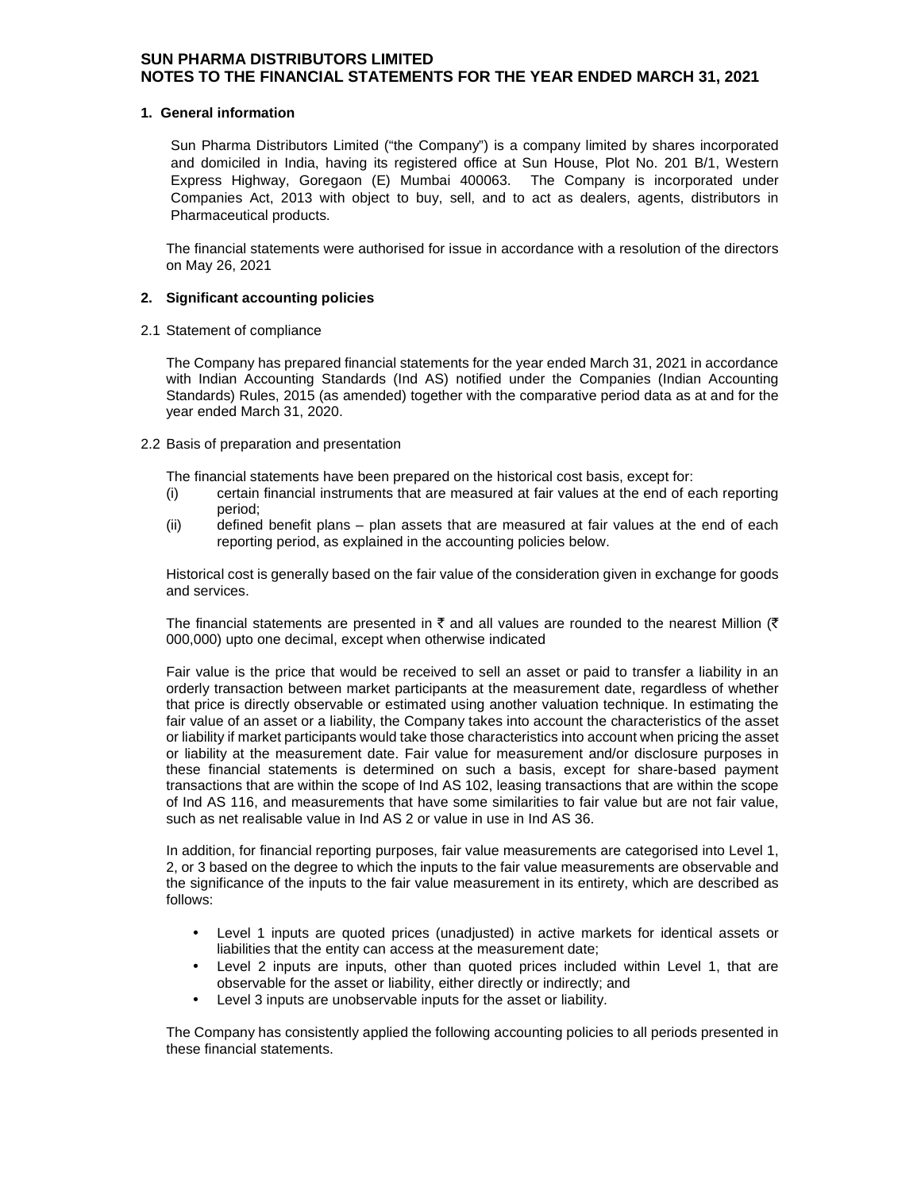# SUN PHARMA DISTRIBUTORS LIMITED
# NOTES TO THE FINANCIAL STATEMENTS FOR THE YEAR ENDED MARCH 31, 2021

## 1. General information

Sun Pharma Distributors Limited ("the Company") is a company limited by shares incorporated and domiciled in India, having its registered office at Sun House, Plot No. 201 B/1, Western Express Highway, Goregaon (E) Mumbai 400063. The Company is incorporated under Companies Act, 2013 with object to buy, sell, and to act as dealers, agents, distributors in Pharmaceutical products.

The financial statements were authorised for issue in accordance with a resolution of the directors on May 26, 2021

## 2. Significant accounting policies

### 2.1 Statement of compliance

The Company has prepared financial statements for the year ended March 31, 2021 in accordance with Indian Accounting Standards (Ind AS) notified under the Companies (Indian Accounting Standards) Rules, 2015 (as amended) together with the comparative period data as at and for the year ended March 31, 2020.

### 2.2 Basis of preparation and presentation

The financial statements have been prepared on the historical cost basis, except for:

(i) certain financial instruments that are measured at fair values at the end of each reporting period;

(ii) defined benefit plans – plan assets that are measured at fair values at the end of each reporting period, as explained in the accounting policies below.

Historical cost is generally based on the fair value of the consideration given in exchange for goods and services.

The financial statements are presented in ₹ and all values are rounded to the nearest Million (₹ 000,000) upto one decimal, except when otherwise indicated

Fair value is the price that would be received to sell an asset or paid to transfer a liability in an orderly transaction between market participants at the measurement date, regardless of whether that price is directly observable or estimated using another valuation technique. In estimating the fair value of an asset or a liability, the Company takes into account the characteristics of the asset or liability if market participants would take those characteristics into account when pricing the asset or liability at the measurement date. Fair value for measurement and/or disclosure purposes in these financial statements is determined on such a basis, except for share-based payment transactions that are within the scope of Ind AS 102, leasing transactions that are within the scope of Ind AS 116, and measurements that have some similarities to fair value but are not fair value, such as net realisable value in Ind AS 2 or value in use in Ind AS 36.

In addition, for financial reporting purposes, fair value measurements are categorised into Level 1, 2, or 3 based on the degree to which the inputs to the fair value measurements are observable and the significance of the inputs to the fair value measurement in its entirety, which are described as follows:

- Level 1 inputs are quoted prices (unadjusted) in active markets for identical assets or liabilities that the entity can access at the measurement date;
- Level 2 inputs are inputs, other than quoted prices included within Level 1, that are observable for the asset or liability, either directly or indirectly; and
- Level 3 inputs are unobservable inputs for the asset or liability.

The Company has consistently applied the following accounting policies to all periods presented in these financial statements.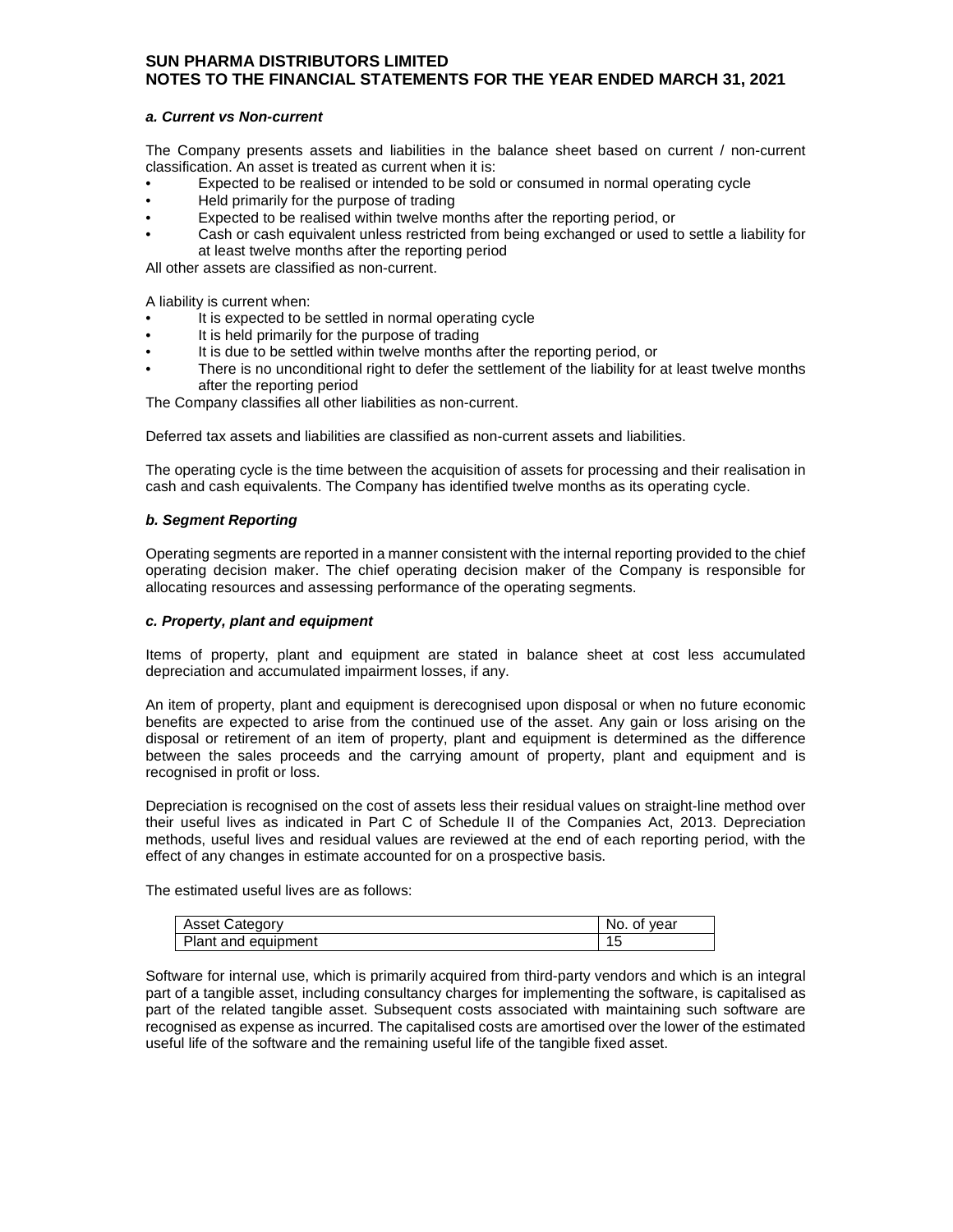**SUN PHARMA DISTRIBUTORS LIMITED**
**NOTES TO THE FINANCIAL STATEMENTS FOR THE YEAR ENDED MARCH 31, 2021**

***a. Current vs Non-current***

The Company presents assets and liabilities in the balance sheet based on current / non-current classification. An asset is treated as current when it is:

- Expected to be realised or intended to be sold or consumed in normal operating cycle
- Held primarily for the purpose of trading
- Expected to be realised within twelve months after the reporting period, or
- Cash or cash equivalent unless restricted from being exchanged or used to settle a liability for at least twelve months after the reporting period

All other assets are classified as non-current.

A liability is current when:

- It is expected to be settled in normal operating cycle
- It is held primarily for the purpose of trading
- It is due to be settled within twelve months after the reporting period, or
- There is no unconditional right to defer the settlement of the liability for at least twelve months after the reporting period

The Company classifies all other liabilities as non-current.

Deferred tax assets and liabilities are classified as non-current assets and liabilities.

The operating cycle is the time between the acquisition of assets for processing and their realisation in cash and cash equivalents. The Company has identified twelve months as its operating cycle.

***b. Segment Reporting***

Operating segments are reported in a manner consistent with the internal reporting provided to the chief operating decision maker. The chief operating decision maker of the Company is responsible for allocating resources and assessing performance of the operating segments.

***c. Property, plant and equipment***

Items of property, plant and equipment are stated in balance sheet at cost less accumulated depreciation and accumulated impairment losses, if any.

An item of property, plant and equipment is derecognised upon disposal or when no future economic benefits are expected to arise from the continued use of the asset. Any gain or loss arising on the disposal or retirement of an item of property, plant and equipment is determined as the difference between the sales proceeds and the carrying amount of property, plant and equipment and is recognised in profit or loss.

Depreciation is recognised on the cost of assets less their residual values on straight-line method over their useful lives as indicated in Part C of Schedule II of the Companies Act, 2013. Depreciation methods, useful lives and residual values are reviewed at the end of each reporting period, with the effect of any changes in estimate accounted for on a prospective basis.

The estimated useful lives are as follows:

| Asset Category | No. of year |
|---|---|
| Plant and equipment | 15 |

Software for internal use, which is primarily acquired from third-party vendors and which is an integral part of a tangible asset, including consultancy charges for implementing the software, is capitalised as part of the related tangible asset. Subsequent costs associated with maintaining such software are recognised as expense as incurred. The capitalised costs are amortised over the lower of the estimated useful life of the software and the remaining useful life of the tangible fixed asset.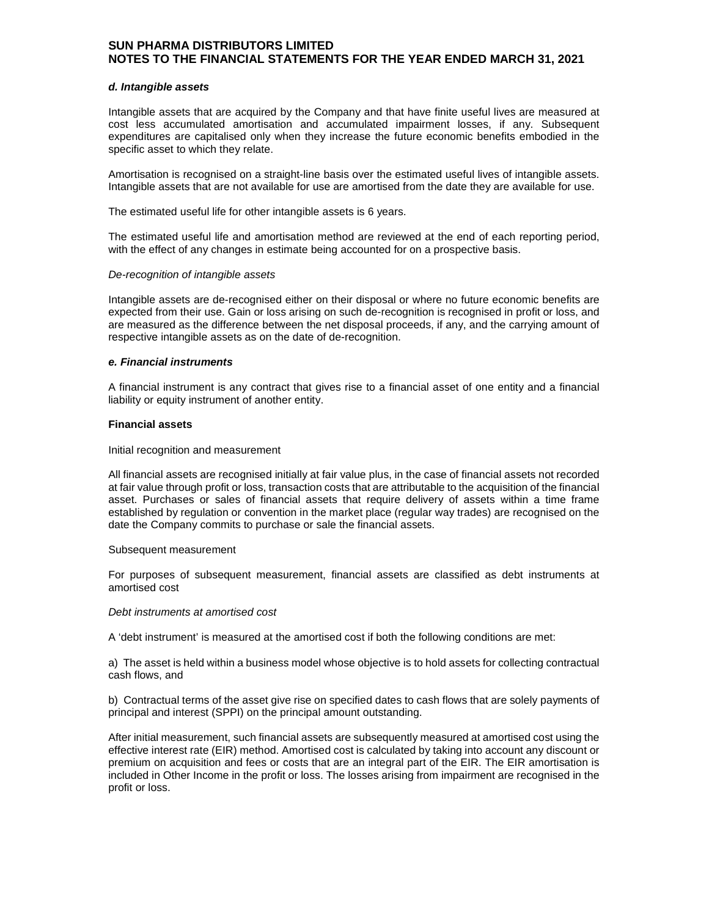#### *d. Intangible assets*

Intangible assets that are acquired by the Company and that have finite useful lives are measured at cost less accumulated amortisation and accumulated impairment losses, if any. Subsequent expenditures are capitalised only when they increase the future economic benefits embodied in the specific asset to which they relate.

Amortisation is recognised on a straight-line basis over the estimated useful lives of intangible assets. Intangible assets that are not available for use are amortised from the date they are available for use.

The estimated useful life for other intangible assets is 6 years.

The estimated useful life and amortisation method are reviewed at the end of each reporting period, with the effect of any changes in estimate being accounted for on a prospective basis.

*De-recognition of intangible assets*

Intangible assets are de-recognised either on their disposal or where no future economic benefits are expected from their use. Gain or loss arising on such de-recognition is recognised in profit or loss, and are measured as the difference between the net disposal proceeds, if any, and the carrying amount of respective intangible assets as on the date of de-recognition.

#### *e. Financial instruments*

A financial instrument is any contract that gives rise to a financial asset of one entity and a financial liability or equity instrument of another entity.

**Financial assets**

Initial recognition and measurement

All financial assets are recognised initially at fair value plus, in the case of financial assets not recorded at fair value through profit or loss, transaction costs that are attributable to the acquisition of the financial asset. Purchases or sales of financial assets that require delivery of assets within a time frame established by regulation or convention in the market place (regular way trades) are recognised on the date the Company commits to purchase or sale the financial assets.

Subsequent measurement

For purposes of subsequent measurement, financial assets are classified as debt instruments at amortised cost

*Debt instruments at amortised cost*

A 'debt instrument' is measured at the amortised cost if both the following conditions are met:

a) The asset is held within a business model whose objective is to hold assets for collecting contractual cash flows, and

b) Contractual terms of the asset give rise on specified dates to cash flows that are solely payments of principal and interest (SPPI) on the principal amount outstanding.

After initial measurement, such financial assets are subsequently measured at amortised cost using the effective interest rate (EIR) method. Amortised cost is calculated by taking into account any discount or premium on acquisition and fees or costs that are an integral part of the EIR. The EIR amortisation is included in Other Income in the profit or loss. The losses arising from impairment are recognised in the profit or loss.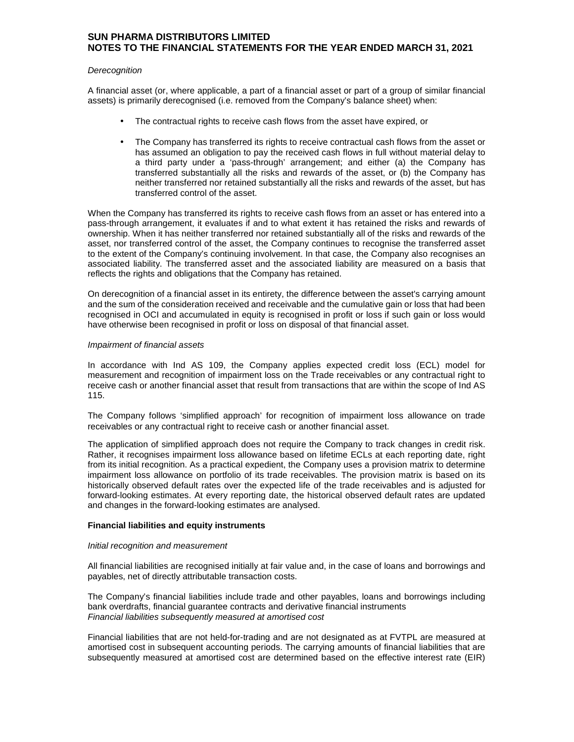*Derecognition*

A financial asset (or, where applicable, a part of a financial asset or part of a group of similar financial assets) is primarily derecognised (i.e. removed from the Company's balance sheet) when:

- The contractual rights to receive cash flows from the asset have expired, or
- The Company has transferred its rights to receive contractual cash flows from the asset or has assumed an obligation to pay the received cash flows in full without material delay to a third party under a 'pass-through' arrangement; and either (a) the Company has transferred substantially all the risks and rewards of the asset, or (b) the Company has neither transferred nor retained substantially all the risks and rewards of the asset, but has transferred control of the asset.

When the Company has transferred its rights to receive cash flows from an asset or has entered into a pass-through arrangement, it evaluates if and to what extent it has retained the risks and rewards of ownership. When it has neither transferred nor retained substantially all of the risks and rewards of the asset, nor transferred control of the asset, the Company continues to recognise the transferred asset to the extent of the Company's continuing involvement. In that case, the Company also recognises an associated liability. The transferred asset and the associated liability are measured on a basis that reflects the rights and obligations that the Company has retained.

On derecognition of a financial asset in its entirety, the difference between the asset's carrying amount and the sum of the consideration received and receivable and the cumulative gain or loss that had been recognised in OCI and accumulated in equity is recognised in profit or loss if such gain or loss would have otherwise been recognised in profit or loss on disposal of that financial asset.

*Impairment of financial assets*

In accordance with Ind AS 109, the Company applies expected credit loss (ECL) model for measurement and recognition of impairment loss on the Trade receivables or any contractual right to receive cash or another financial asset that result from transactions that are within the scope of Ind AS 115.

The Company follows 'simplified approach' for recognition of impairment loss allowance on trade receivables or any contractual right to receive cash or another financial asset.

The application of simplified approach does not require the Company to track changes in credit risk. Rather, it recognises impairment loss allowance based on lifetime ECLs at each reporting date, right from its initial recognition. As a practical expedient, the Company uses a provision matrix to determine impairment loss allowance on portfolio of its trade receivables. The provision matrix is based on its historically observed default rates over the expected life of the trade receivables and is adjusted for forward-looking estimates. At every reporting date, the historical observed default rates are updated and changes in the forward-looking estimates are analysed.

**Financial liabilities and equity instruments**

*Initial recognition and measurement*

All financial liabilities are recognised initially at fair value and, in the case of loans and borrowings and payables, net of directly attributable transaction costs.

The Company's financial liabilities include trade and other payables, loans and borrowings including bank overdrafts, financial guarantee contracts and derivative financial instruments

*Financial liabilities subsequently measured at amortised cost*

Financial liabilities that are not held-for-trading and are not designated as at FVTPL are measured at amortised cost in subsequent accounting periods. The carrying amounts of financial liabilities that are subsequently measured at amortised cost are determined based on the effective interest rate (EIR)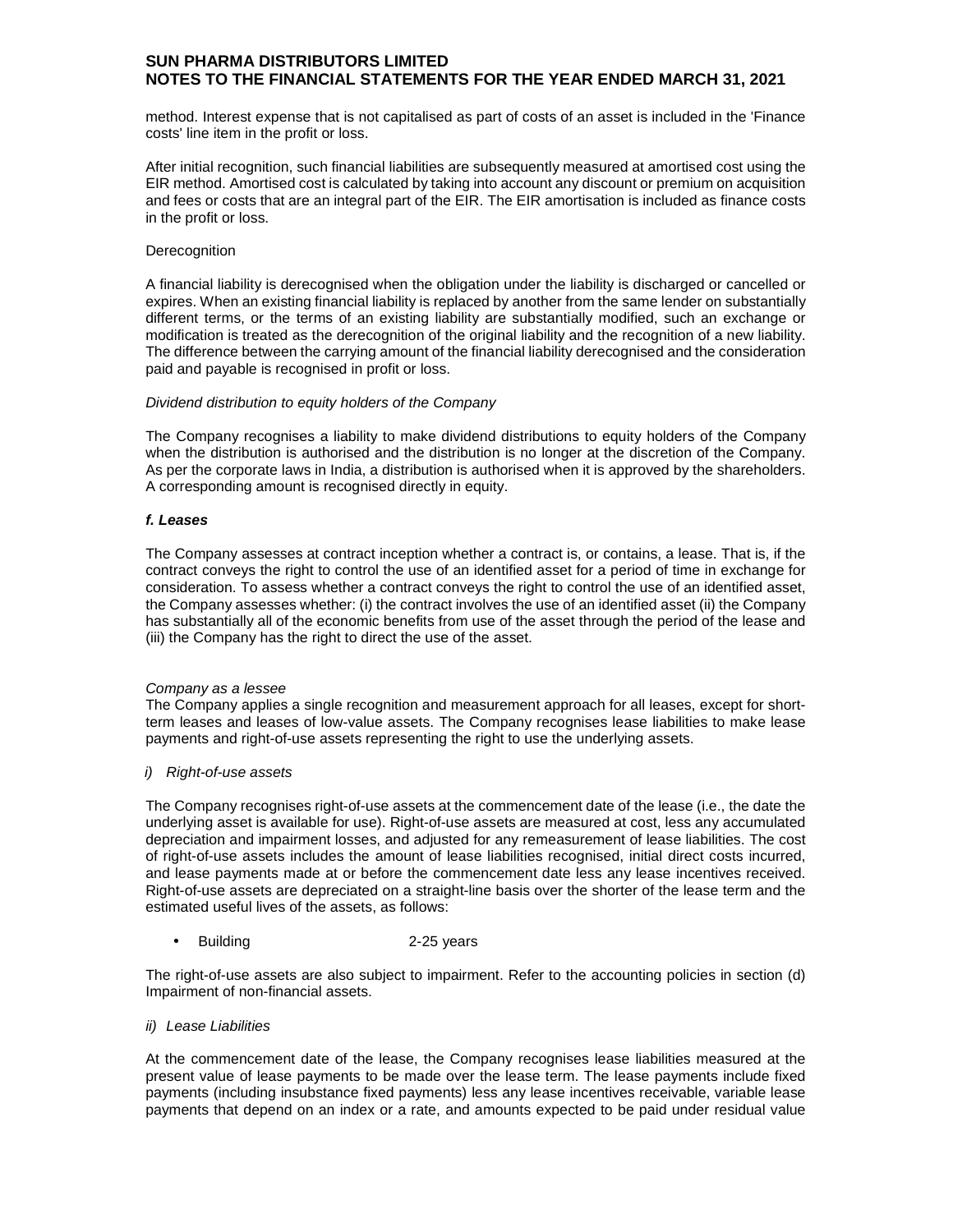method. Interest expense that is not capitalised as part of costs of an asset is included in the 'Finance costs' line item in the profit or loss.

After initial recognition, such financial liabilities are subsequently measured at amortised cost using the EIR method. Amortised cost is calculated by taking into account any discount or premium on acquisition and fees or costs that are an integral part of the EIR. The EIR amortisation is included as finance costs in the profit or loss.

Derecognition

A financial liability is derecognised when the obligation under the liability is discharged or cancelled or expires. When an existing financial liability is replaced by another from the same lender on substantially different terms, or the terms of an existing liability are substantially modified, such an exchange or modification is treated as the derecognition of the original liability and the recognition of a new liability. The difference between the carrying amount of the financial liability derecognised and the consideration paid and payable is recognised in profit or loss.

*Dividend distribution to equity holders of the Company*

The Company recognises a liability to make dividend distributions to equity holders of the Company when the distribution is authorised and the distribution is no longer at the discretion of the Company. As per the corporate laws in India, a distribution is authorised when it is approved by the shareholders. A corresponding amount is recognised directly in equity.

***f. Leases***

The Company assesses at contract inception whether a contract is, or contains, a lease. That is, if the contract conveys the right to control the use of an identified asset for a period of time in exchange for consideration. To assess whether a contract conveys the right to control the use of an identified asset, the Company assesses whether: (i) the contract involves the use of an identified asset (ii) the Company has substantially all of the economic benefits from use of the asset through the period of the lease and (iii) the Company has the right to direct the use of the asset.

*Company as a lessee*

The Company applies a single recognition and measurement approach for all leases, except for short-term leases and leases of low-value assets. The Company recognises lease liabilities to make lease payments and right-of-use assets representing the right to use the underlying assets.

*i) Right-of-use assets*

The Company recognises right-of-use assets at the commencement date of the lease (i.e., the date the underlying asset is available for use). Right-of-use assets are measured at cost, less any accumulated depreciation and impairment losses, and adjusted for any remeasurement of lease liabilities. The cost of right-of-use assets includes the amount of lease liabilities recognised, initial direct costs incurred, and lease payments made at or before the commencement date less any lease incentives received. Right-of-use assets are depreciated on a straight-line basis over the shorter of the lease term and the estimated useful lives of the assets, as follows:

- Building 2-25 years

The right-of-use assets are also subject to impairment. Refer to the accounting policies in section (d) Impairment of non-financial assets.

*ii) Lease Liabilities*

At the commencement date of the lease, the Company recognises lease liabilities measured at the present value of lease payments to be made over the lease term. The lease payments include fixed payments (including insubstance fixed payments) less any lease incentives receivable, variable lease payments that depend on an index or a rate, and amounts expected to be paid under residual value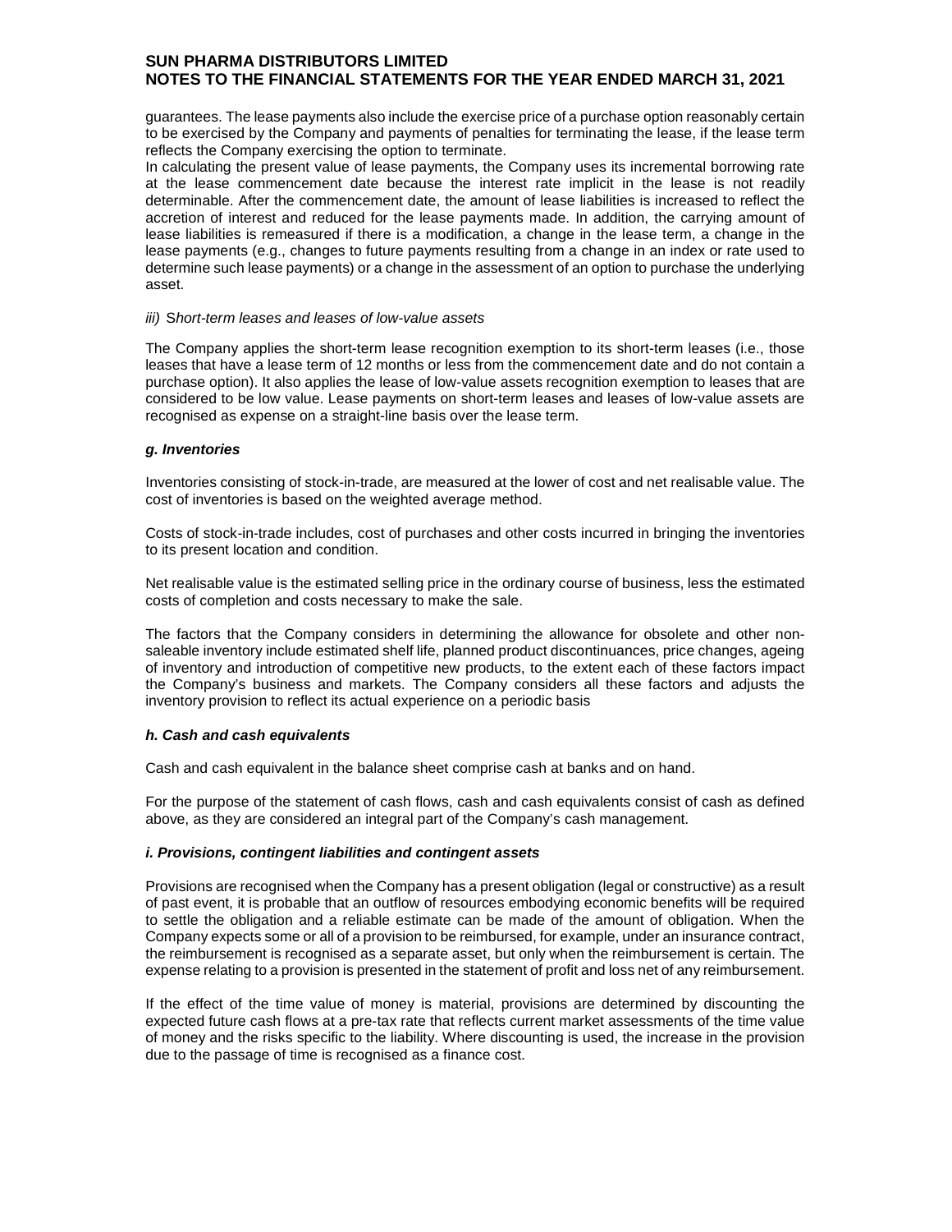guarantees. The lease payments also include the exercise price of a purchase option reasonably certain to be exercised by the Company and payments of penalties for terminating the lease, if the lease term reflects the Company exercising the option to terminate.

In calculating the present value of lease payments, the Company uses its incremental borrowing rate at the lease commencement date because the interest rate implicit in the lease is not readily determinable. After the commencement date, the amount of lease liabilities is increased to reflect the accretion of interest and reduced for the lease payments made. In addition, the carrying amount of lease liabilities is remeasured if there is a modification, a change in the lease term, a change in the lease payments (e.g., changes to future payments resulting from a change in an index or rate used to determine such lease payments) or a change in the assessment of an option to purchase the underlying asset.

*iii) Short-term leases and leases of low-value assets*

The Company applies the short-term lease recognition exemption to its short-term leases (i.e., those leases that have a lease term of 12 months or less from the commencement date and do not contain a purchase option). It also applies the lease of low-value assets recognition exemption to leases that are considered to be low value. Lease payments on short-term leases and leases of low-value assets are recognised as expense on a straight-line basis over the lease term.

***g. Inventories***

Inventories consisting of stock-in-trade, are measured at the lower of cost and net realisable value. The cost of inventories is based on the weighted average method.

Costs of stock-in-trade includes, cost of purchases and other costs incurred in bringing the inventories to its present location and condition.

Net realisable value is the estimated selling price in the ordinary course of business, less the estimated costs of completion and costs necessary to make the sale.

The factors that the Company considers in determining the allowance for obsolete and other non-saleable inventory include estimated shelf life, planned product discontinuances, price changes, ageing of inventory and introduction of competitive new products, to the extent each of these factors impact the Company's business and markets. The Company considers all these factors and adjusts the inventory provision to reflect its actual experience on a periodic basis

***h. Cash and cash equivalents***

Cash and cash equivalent in the balance sheet comprise cash at banks and on hand.

For the purpose of the statement of cash flows, cash and cash equivalents consist of cash as defined above, as they are considered an integral part of the Company's cash management.

***i. Provisions, contingent liabilities and contingent assets***

Provisions are recognised when the Company has a present obligation (legal or constructive) as a result of past event, it is probable that an outflow of resources embodying economic benefits will be required to settle the obligation and a reliable estimate can be made of the amount of obligation. When the Company expects some or all of a provision to be reimbursed, for example, under an insurance contract, the reimbursement is recognised as a separate asset, but only when the reimbursement is certain. The expense relating to a provision is presented in the statement of profit and loss net of any reimbursement.

If the effect of the time value of money is material, provisions are determined by discounting the expected future cash flows at a pre-tax rate that reflects current market assessments of the time value of money and the risks specific to the liability. Where discounting is used, the increase in the provision due to the passage of time is recognised as a finance cost.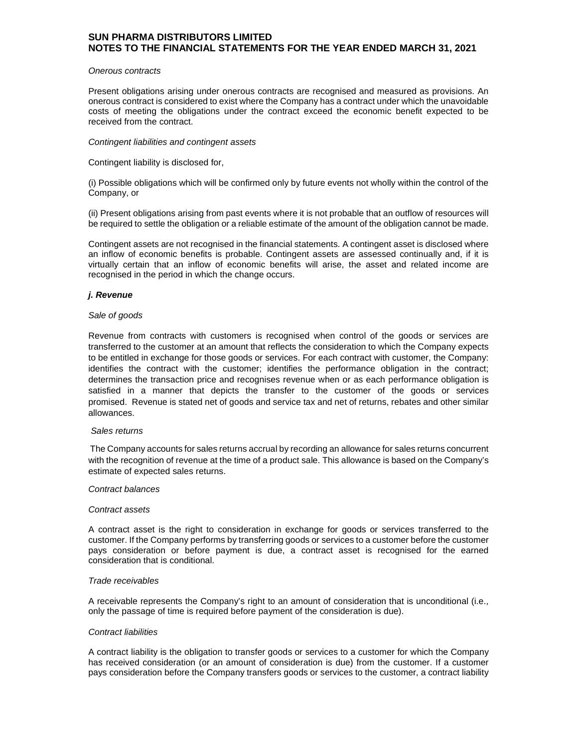*Onerous contracts*

Present obligations arising under onerous contracts are recognised and measured as provisions. An onerous contract is considered to exist where the Company has a contract under which the unavoidable costs of meeting the obligations under the contract exceed the economic benefit expected to be received from the contract.

*Contingent liabilities and contingent assets*

Contingent liability is disclosed for,

(i) Possible obligations which will be confirmed only by future events not wholly within the control of the Company, or

(ii) Present obligations arising from past events where it is not probable that an outflow of resources will be required to settle the obligation or a reliable estimate of the amount of the obligation cannot be made.

Contingent assets are not recognised in the financial statements. A contingent asset is disclosed where an inflow of economic benefits is probable. Contingent assets are assessed continually and, if it is virtually certain that an inflow of economic benefits will arise, the asset and related income are recognised in the period in which the change occurs.

***j. Revenue***

*Sale of goods*

Revenue from contracts with customers is recognised when control of the goods or services are transferred to the customer at an amount that reflects the consideration to which the Company expects to be entitled in exchange for those goods or services. For each contract with customer, the Company: identifies the contract with the customer; identifies the performance obligation in the contract; determines the transaction price and recognises revenue when or as each performance obligation is satisfied in a manner that depicts the transfer to the customer of the goods or services promised. Revenue is stated net of goods and service tax and net of returns, rebates and other similar allowances.

*Sales returns*

The Company accounts for sales returns accrual by recording an allowance for sales returns concurrent with the recognition of revenue at the time of a product sale. This allowance is based on the Company's estimate of expected sales returns.

*Contract balances*

*Contract assets*

A contract asset is the right to consideration in exchange for goods or services transferred to the customer. If the Company performs by transferring goods or services to a customer before the customer pays consideration or before payment is due, a contract asset is recognised for the earned consideration that is conditional.

*Trade receivables*

A receivable represents the Company's right to an amount of consideration that is unconditional (i.e., only the passage of time is required before payment of the consideration is due).

*Contract liabilities*

A contract liability is the obligation to transfer goods or services to a customer for which the Company has received consideration (or an amount of consideration is due) from the customer. If a customer pays consideration before the Company transfers goods or services to the customer, a contract liability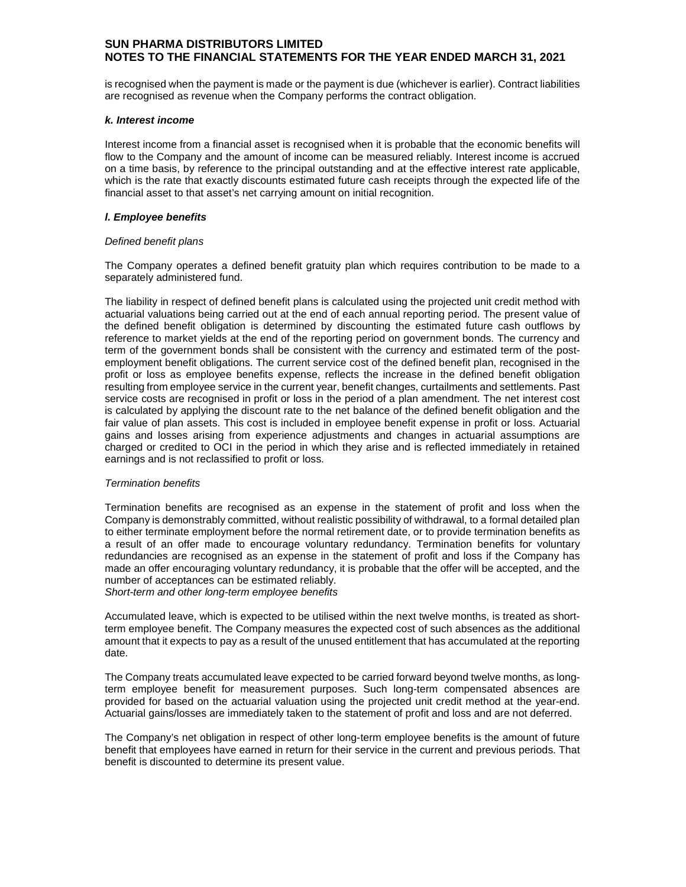is recognised when the payment is made or the payment is due (whichever is earlier). Contract liabilities are recognised as revenue when the Company performs the contract obligation.

***k. Interest income***

Interest income from a financial asset is recognised when it is probable that the economic benefits will flow to the Company and the amount of income can be measured reliably. Interest income is accrued on a time basis, by reference to the principal outstanding and at the effective interest rate applicable, which is the rate that exactly discounts estimated future cash receipts through the expected life of the financial asset to that asset's net carrying amount on initial recognition.

***l. Employee benefits***

*Defined benefit plans*

The Company operates a defined benefit gratuity plan which requires contribution to be made to a separately administered fund.

The liability in respect of defined benefit plans is calculated using the projected unit credit method with actuarial valuations being carried out at the end of each annual reporting period. The present value of the defined benefit obligation is determined by discounting the estimated future cash outflows by reference to market yields at the end of the reporting period on government bonds. The currency and term of the government bonds shall be consistent with the currency and estimated term of the post-employment benefit obligations. The current service cost of the defined benefit plan, recognised in the profit or loss as employee benefits expense, reflects the increase in the defined benefit obligation resulting from employee service in the current year, benefit changes, curtailments and settlements. Past service costs are recognised in profit or loss in the period of a plan amendment. The net interest cost is calculated by applying the discount rate to the net balance of the defined benefit obligation and the fair value of plan assets. This cost is included in employee benefit expense in profit or loss. Actuarial gains and losses arising from experience adjustments and changes in actuarial assumptions are charged or credited to OCI in the period in which they arise and is reflected immediately in retained earnings and is not reclassified to profit or loss.

*Termination benefits*

Termination benefits are recognised as an expense in the statement of profit and loss when the Company is demonstrably committed, without realistic possibility of withdrawal, to a formal detailed plan to either terminate employment before the normal retirement date, or to provide termination benefits as a result of an offer made to encourage voluntary redundancy. Termination benefits for voluntary redundancies are recognised as an expense in the statement of profit and loss if the Company has made an offer encouraging voluntary redundancy, it is probable that the offer will be accepted, and the number of acceptances can be estimated reliably.

*Short-term and other long-term employee benefits*

Accumulated leave, which is expected to be utilised within the next twelve months, is treated as short-term employee benefit. The Company measures the expected cost of such absences as the additional amount that it expects to pay as a result of the unused entitlement that has accumulated at the reporting date.

The Company treats accumulated leave expected to be carried forward beyond twelve months, as long-term employee benefit for measurement purposes. Such long-term compensated absences are provided for based on the actuarial valuation using the projected unit credit method at the year-end. Actuarial gains/losses are immediately taken to the statement of profit and loss and are not deferred.

The Company's net obligation in respect of other long-term employee benefits is the amount of future benefit that employees have earned in return for their service in the current and previous periods. That benefit is discounted to determine its present value.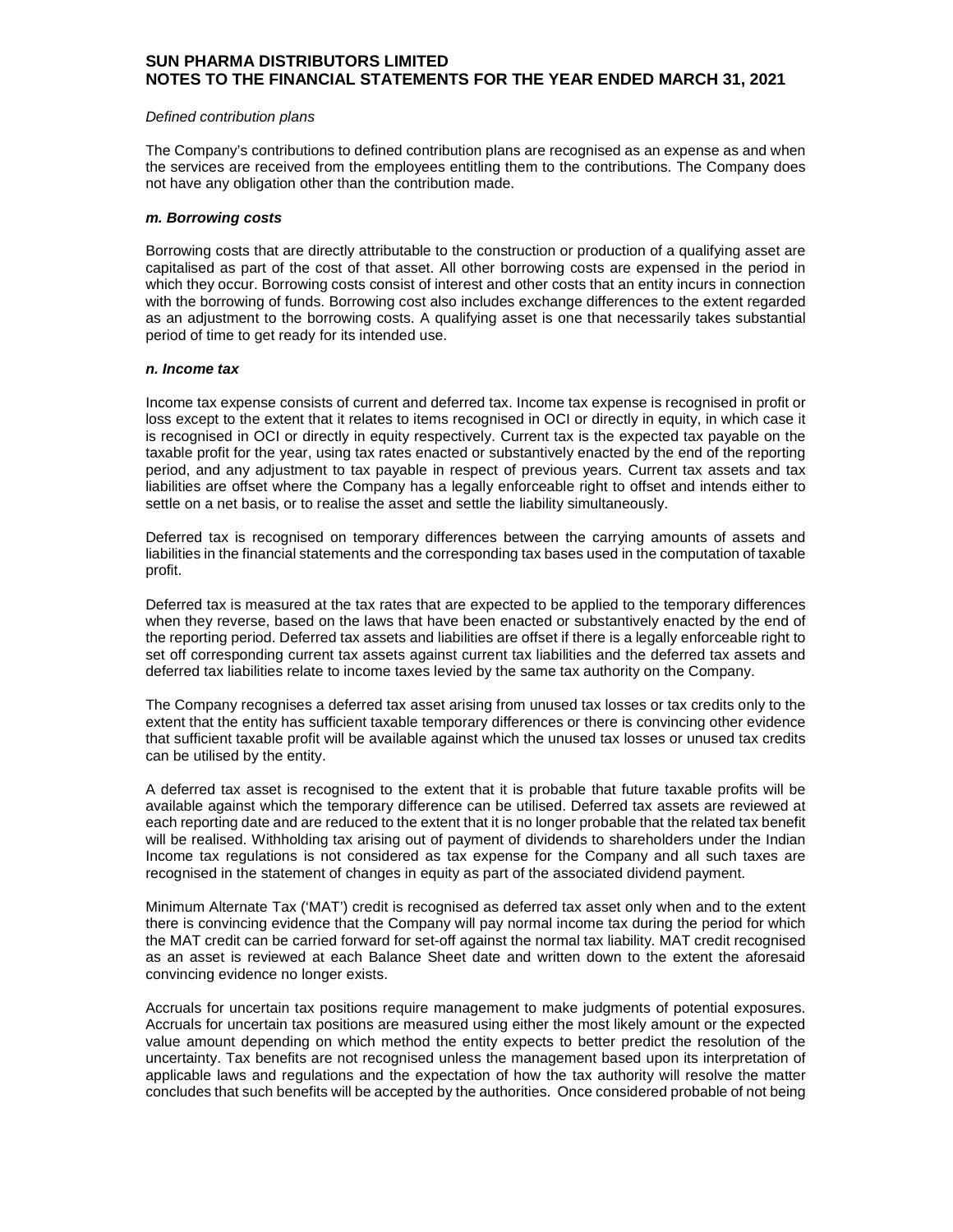*Defined contribution plans*

The Company's contributions to defined contribution plans are recognised as an expense as and when the services are received from the employees entitling them to the contributions. The Company does not have any obligation other than the contribution made.

***m. Borrowing costs***

Borrowing costs that are directly attributable to the construction or production of a qualifying asset are capitalised as part of the cost of that asset. All other borrowing costs are expensed in the period in which they occur. Borrowing costs consist of interest and other costs that an entity incurs in connection with the borrowing of funds. Borrowing cost also includes exchange differences to the extent regarded as an adjustment to the borrowing costs. A qualifying asset is one that necessarily takes substantial period of time to get ready for its intended use.

***n. Income tax***

Income tax expense consists of current and deferred tax. Income tax expense is recognised in profit or loss except to the extent that it relates to items recognised in OCI or directly in equity, in which case it is recognised in OCI or directly in equity respectively. Current tax is the expected tax payable on the taxable profit for the year, using tax rates enacted or substantively enacted by the end of the reporting period, and any adjustment to tax payable in respect of previous years. Current tax assets and tax liabilities are offset where the Company has a legally enforceable right to offset and intends either to settle on a net basis, or to realise the asset and settle the liability simultaneously.

Deferred tax is recognised on temporary differences between the carrying amounts of assets and liabilities in the financial statements and the corresponding tax bases used in the computation of taxable profit.

Deferred tax is measured at the tax rates that are expected to be applied to the temporary differences when they reverse, based on the laws that have been enacted or substantively enacted by the end of the reporting period. Deferred tax assets and liabilities are offset if there is a legally enforceable right to set off corresponding current tax assets against current tax liabilities and the deferred tax assets and deferred tax liabilities relate to income taxes levied by the same tax authority on the Company.

The Company recognises a deferred tax asset arising from unused tax losses or tax credits only to the extent that the entity has sufficient taxable temporary differences or there is convincing other evidence that sufficient taxable profit will be available against which the unused tax losses or unused tax credits can be utilised by the entity.

A deferred tax asset is recognised to the extent that it is probable that future taxable profits will be available against which the temporary difference can be utilised. Deferred tax assets are reviewed at each reporting date and are reduced to the extent that it is no longer probable that the related tax benefit will be realised. Withholding tax arising out of payment of dividends to shareholders under the Indian Income tax regulations is not considered as tax expense for the Company and all such taxes are recognised in the statement of changes in equity as part of the associated dividend payment.

Minimum Alternate Tax ('MAT') credit is recognised as deferred tax asset only when and to the extent there is convincing evidence that the Company will pay normal income tax during the period for which the MAT credit can be carried forward for set-off against the normal tax liability. MAT credit recognised as an asset is reviewed at each Balance Sheet date and written down to the extent the aforesaid convincing evidence no longer exists.

Accruals for uncertain tax positions require management to make judgments of potential exposures. Accruals for uncertain tax positions are measured using either the most likely amount or the expected value amount depending on which method the entity expects to better predict the resolution of the uncertainty. Tax benefits are not recognised unless the management based upon its interpretation of applicable laws and regulations and the expectation of how the tax authority will resolve the matter concludes that such benefits will be accepted by the authorities. Once considered probable of not being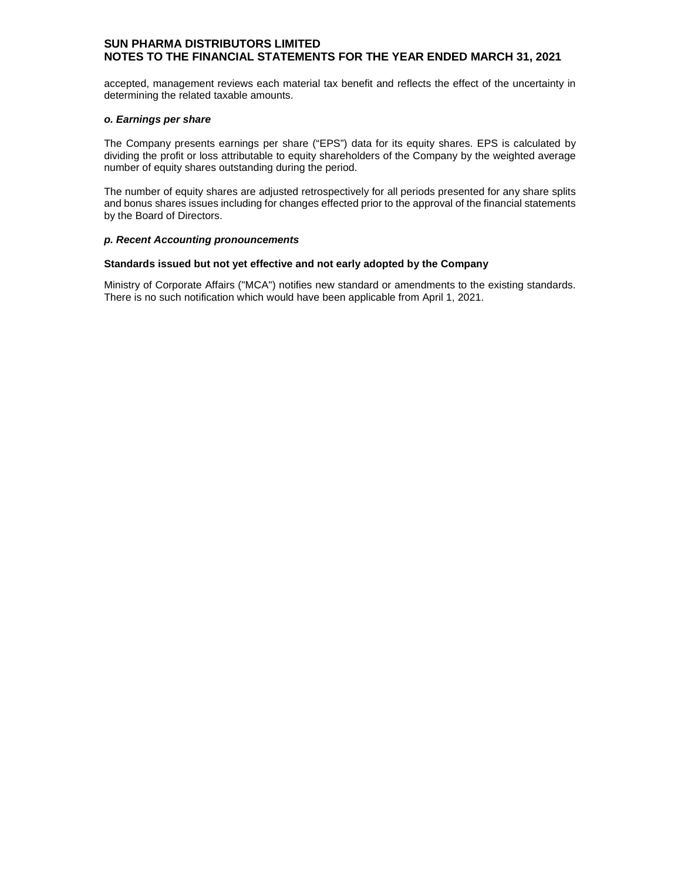accepted, management reviews each material tax benefit and reflects the effect of the uncertainty in determining the related taxable amounts.

***o. Earnings per share***

The Company presents earnings per share ("EPS") data for its equity shares. EPS is calculated by dividing the profit or loss attributable to equity shareholders of the Company by the weighted average number of equity shares outstanding during the period.

The number of equity shares are adjusted retrospectively for all periods presented for any share splits and bonus shares issues including for changes effected prior to the approval of the financial statements by the Board of Directors.

***p. Recent Accounting pronouncements***

**Standards issued but not yet effective and not early adopted by the Company**

Ministry of Corporate Affairs ("MCA") notifies new standard or amendments to the existing standards. There is no such notification which would have been applicable from April 1, 2021.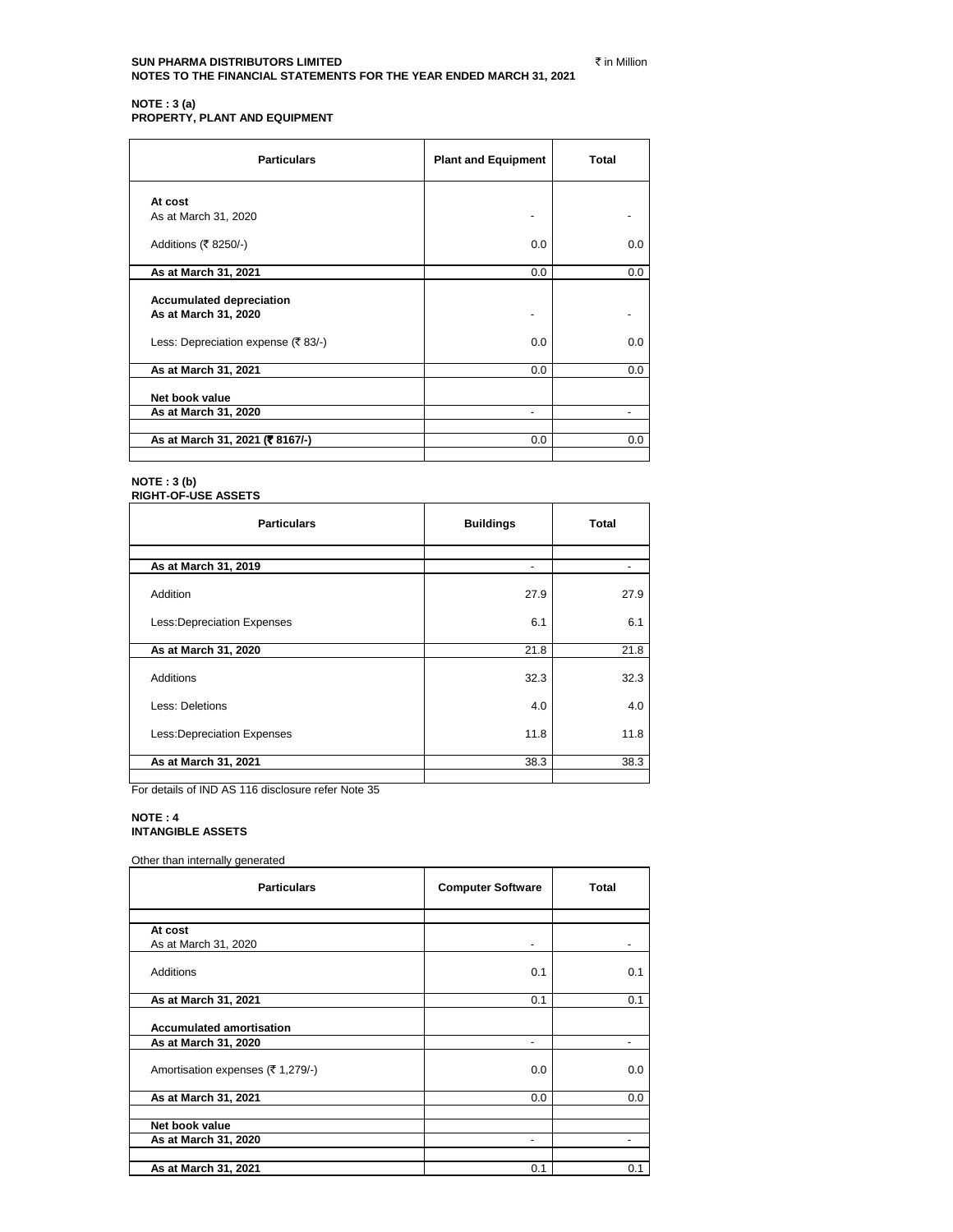**SUN PHARMA DISTRIBUTORS LIMITED** ₹ in Million
**NOTES TO THE FINANCIAL STATEMENTS FOR THE YEAR ENDED MARCH 31, 2021**

## NOTE : 3 (a)
## PROPERTY, PLANT AND EQUIPMENT

| Particulars | Plant and Equipment | Total |
|---|---|---|
| **At cost** | | |
| As at March 31, 2020 | - | - |
| Additions (₹ 8250/-) | 0.0 | 0.0 |
| **As at March 31, 2021** | 0.0 | 0.0 |
| **Accumulated depreciation** | | |
| **As at March 31, 2020** | - | - |
| Less: Depreciation expense (₹ 83/-) | 0.0 | 0.0 |
| **As at March 31, 2021** | 0.0 | 0.0 |
| **Net book value** | | |
| **As at March 31, 2020** | - | - |
| **As at March 31, 2021 (₹ 8167/-)** | 0.0 | 0.0 |

## NOTE : 3 (b)
## RIGHT-OF-USE ASSETS

| Particulars | Buildings | Total |
|---|---|---|
| **As at March 31, 2019** | - | - |
| Addition | 27.9 | 27.9 |
| Less:Depreciation Expenses | 6.1 | 6.1 |
| **As at March 31, 2020** | 21.8 | 21.8 |
| Additions | 32.3 | 32.3 |
| Less: Deletions | 4.0 | 4.0 |
| Less:Depreciation Expenses | 11.8 | 11.8 |
| **As at March 31, 2021** | 38.3 | 38.3 |

For details of IND AS 116 disclosure refer Note 35

## NOTE : 4
## INTANGIBLE ASSETS

Other than internally generated

| Particulars | Computer Software | Total |
|---|---|---|
| **At cost** | | |
| As at March 31, 2020 | - | - |
| Additions | 0.1 | 0.1 |
| **As at March 31, 2021** | 0.1 | 0.1 |
| **Accumulated amortisation** | | |
| **As at March 31, 2020** | - | - |
| Amortisation expenses (₹ 1,279/-) | 0.0 | 0.0 |
| **As at March 31, 2021** | 0.0 | 0.0 |
| **Net book value** | | |
| **As at March 31, 2020** | - | - |
| **As at March 31, 2021** | 0.1 | 0.1 |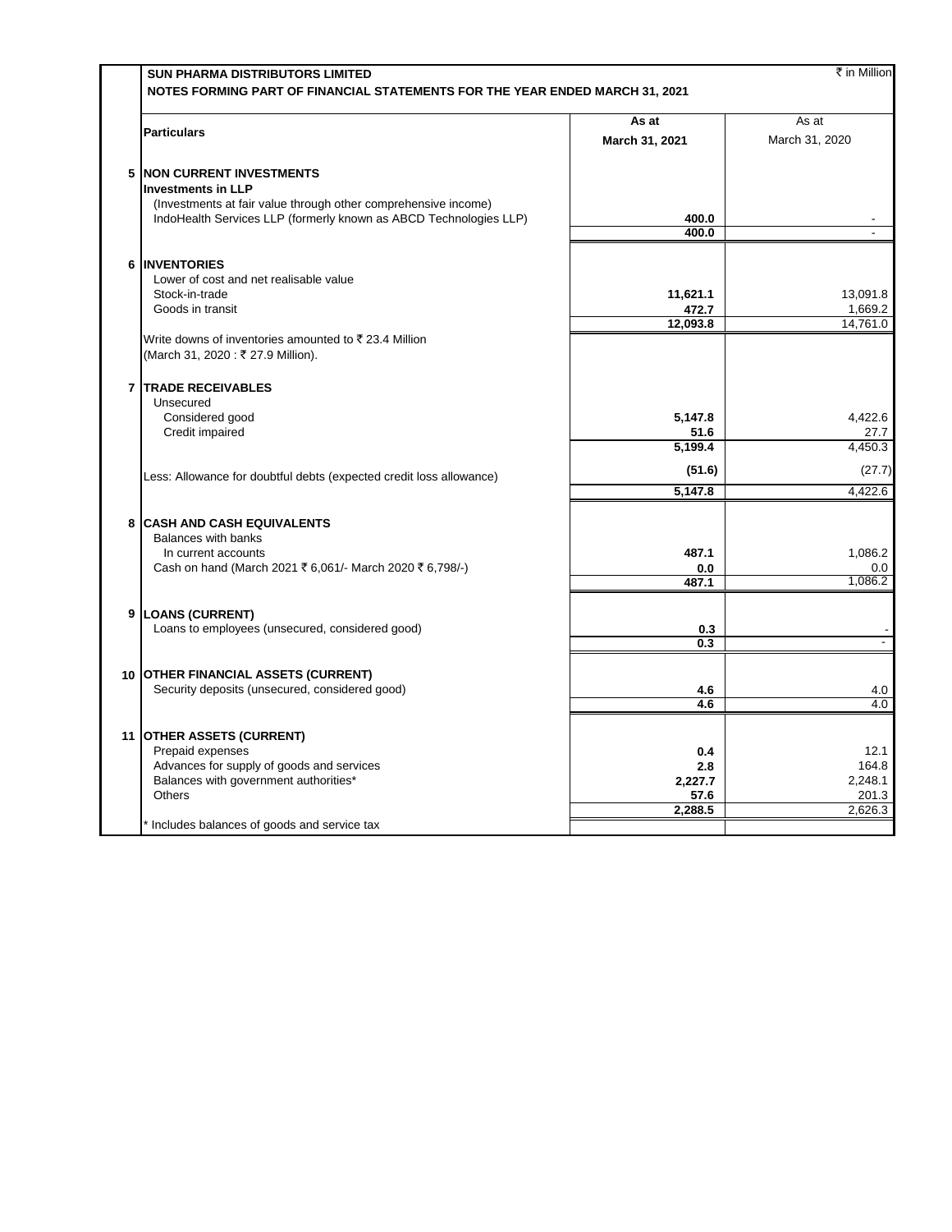**SUN PHARMA DISTRIBUTORS LIMITED**

₹ in Million

**NOTES FORMING PART OF FINANCIAL STATEMENTS FOR THE YEAR ENDED MARCH 31, 2021**

| | Particulars | As at March 31, 2021 | As at March 31, 2020 |
|---|---|---|---|
| **5** | **NON CURRENT INVESTMENTS** | | |
| | **Investments in LLP** | | |
| | (Investments at fair value through other comprehensive income) | | |
| | IndoHealth Services LLP (formerly known as ABCD Technologies LLP) | **400.0** | - |
| | | **400.0** | - |
| **6** | **INVENTORIES** | | |
| | Lower of cost and net realisable value | | |
| | Stock-in-trade | **11,621.1** | 13,091.8 |
| | Goods in transit | **472.7** | 1,669.2 |
| | | **12,093.8** | 14,761.0 |
| | Write downs of inventories amounted to ₹ 23.4 Million (March 31, 2020 : ₹ 27.9 Million). | | |
| **7** | **TRADE RECEIVABLES** | | |
| | Unsecured | | |
| | Considered good | **5,147.8** | 4,422.6 |
| | Credit impaired | **51.6** | 27.7 |
| | | **5,199.4** | 4,450.3 |
| | Less: Allowance for doubtful debts (expected credit loss allowance) | **(51.6)** | (27.7) |
| | | **5,147.8** | 4,422.6 |
| **8** | **CASH AND CASH EQUIVALENTS** | | |
| | Balances with banks | | |
| | In current accounts | **487.1** | 1,086.2 |
| | Cash on hand (March 2021 ₹ 6,061/- March 2020 ₹ 6,798/-) | **0.0** | 0.0 |
| | | **487.1** | 1,086.2 |
| **9** | **LOANS (CURRENT)** | | |
| | Loans to employees (unsecured, considered good) | **0.3** | - |
| | | **0.3** | - |
| **10** | **OTHER FINANCIAL ASSETS (CURRENT)** | | |
| | Security deposits (unsecured, considered good) | **4.6** | 4.0 |
| | | **4.6** | 4.0 |
| **11** | **OTHER ASSETS (CURRENT)** | | |
| | Prepaid expenses | **0.4** | 12.1 |
| | Advances for supply of goods and services | **2.8** | 164.8 |
| | Balances with government authorities* | **2,227.7** | 2,248.1 |
| | Others | **57.6** | 201.3 |
| | | **2,288.5** | 2,626.3 |
| | * Includes balances of goods and service tax | | |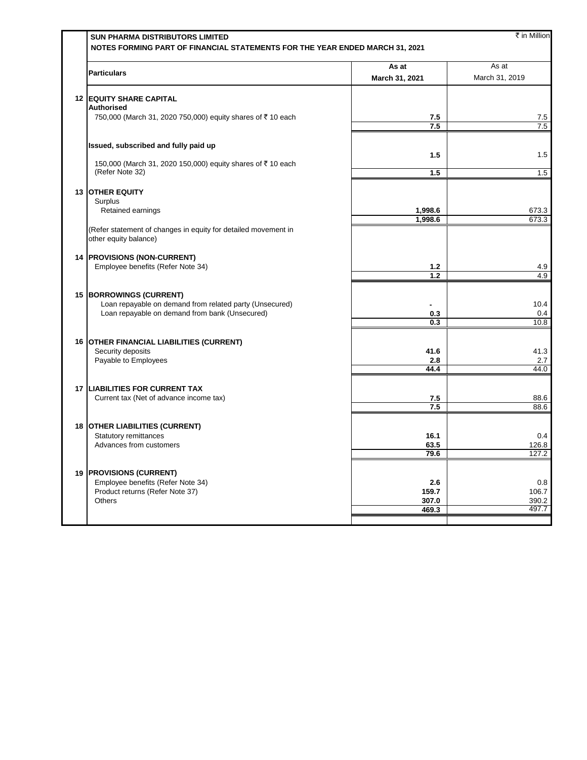**SUN PHARMA DISTRIBUTORS LIMITED**

**NOTES FORMING PART OF FINANCIAL STATEMENTS FOR THE YEAR ENDED MARCH 31, 2021**

₹ in Million

| | Particulars | As at March 31, 2021 | As at March 31, 2019 |
|---|---|---|---|
| **12** | **EQUITY SHARE CAPITAL** | | |
| | **Authorised** | | |
| | 750,000 (March 31, 2020 750,000) equity shares of ₹ 10 each | **7.5** | 7.5 |
| | | **7.5** | 7.5 |
| | **Issued, subscribed and fully paid up** | | |
| | 150,000 (March 31, 2020 150,000) equity shares of ₹ 10 each (Refer Note 32) | **1.5** | 1.5 |
| | | **1.5** | 1.5 |
| **13** | **OTHER EQUITY** | | |
| | Surplus | | |
| | Retained earnings | **1,998.6** | 673.3 |
| | | **1,998.6** | 673.3 |
| | (Refer statement of changes in equity for detailed movement in other equity balance) | | |
| **14** | **PROVISIONS (NON-CURRENT)** | | |
| | Employee benefits (Refer Note 34) | **1.2** | 4.9 |
| | | **1.2** | 4.9 |
| **15** | **BORROWINGS (CURRENT)** | | |
| | Loan repayable on demand from related party (Unsecured) | **-** | 10.4 |
| | Loan repayable on demand from bank (Unsecured) | **0.3** | 0.4 |
| | | **0.3** | 10.8 |
| **16** | **OTHER FINANCIAL LIABILITIES (CURRENT)** | | |
| | Security deposits | **41.6** | 41.3 |
| | Payable to Employees | **2.8** | 2.7 |
| | | **44.4** | 44.0 |
| **17** | **LIABILITIES FOR CURRENT TAX** | | |
| | Current tax (Net of advance income tax) | **7.5** | 88.6 |
| | | **7.5** | 88.6 |
| **18** | **OTHER LIABILITIES (CURRENT)** | | |
| | Statutory remittances | **16.1** | 0.4 |
| | Advances from customers | **63.5** | 126.8 |
| | | **79.6** | 127.2 |
| **19** | **PROVISIONS (CURRENT)** | | |
| | Employee benefits (Refer Note 34) | **2.6** | 0.8 |
| | Product returns (Refer Note 37) | **159.7** | 106.7 |
| | Others | **307.0** | 390.2 |
| | | **469.3** | 497.7 |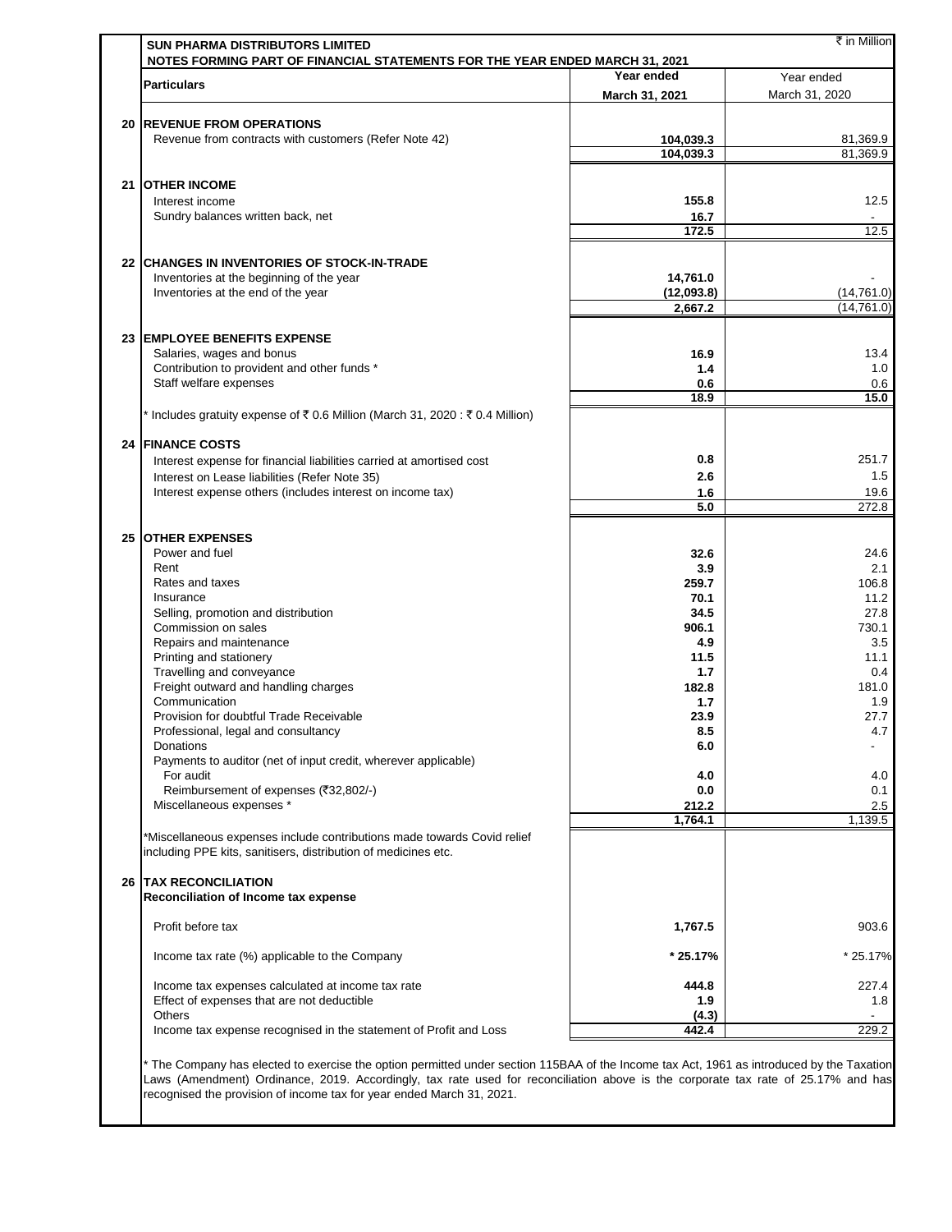**SUN PHARMA DISTRIBUTORS LIMITED**

**NOTES FORMING PART OF FINANCIAL STATEMENTS FOR THE YEAR ENDED MARCH 31, 2021**

₹ in Million

| | Particulars | Year ended March 31, 2021 | Year ended March 31, 2020 |
|---|---|---|---|
| **20** | **REVENUE FROM OPERATIONS** | | |
| | Revenue from contracts with customers (Refer Note 42) | **104,039.3** | 81,369.9 |
| | | **104,039.3** | 81,369.9 |
| **21** | **OTHER INCOME** | | |
| | Interest income | **155.8** | 12.5 |
| | Sundry balances written back, net | **16.7** | - |
| | | **172.5** | 12.5 |
| **22** | **CHANGES IN INVENTORIES OF STOCK-IN-TRADE** | | |
| | Inventories at the beginning of the year | **14,761.0** | - |
| | Inventories at the end of the year | **(12,093.8)** | (14,761.0) |
| | | **2,667.2** | (14,761.0) |
| **23** | **EMPLOYEE BENEFITS EXPENSE** | | |
| | Salaries, wages and bonus | **16.9** | 13.4 |
| | Contribution to provident and other funds * | **1.4** | 1.0 |
| | Staff welfare expenses | **0.6** | 0.6 |
| | | **18.9** | 15.0 |
| | * Includes gratuity expense of ₹ 0.6 Million (March 31, 2020 : ₹ 0.4 Million) | | |
| **24** | **FINANCE COSTS** | | |
| | Interest expense for financial liabilities carried at amortised cost | **0.8** | 251.7 |
| | Interest on Lease liabilities (Refer Note 35) | **2.6** | 1.5 |
| | Interest expense others (includes interest on income tax) | **1.6** | 19.6 |
| | | **5.0** | 272.8 |
| **25** | **OTHER EXPENSES** | | |
| | Power and fuel | **32.6** | 24.6 |
| | Rent | **3.9** | 2.1 |
| | Rates and taxes | **259.7** | 106.8 |
| | Insurance | **70.1** | 11.2 |
| | Selling, promotion and distribution | **34.5** | 27.8 |
| | Commission on sales | **906.1** | 730.1 |
| | Repairs and maintenance | **4.9** | 3.5 |
| | Printing and stationery | **11.5** | 11.1 |
| | Travelling and conveyance | **1.7** | 0.4 |
| | Freight outward and handling charges | **182.8** | 181.0 |
| | Communication | **1.7** | 1.9 |
| | Provision for doubtful Trade Receivable | **23.9** | 27.7 |
| | Professional, legal and consultancy | **8.5** | 4.7 |
| | Donations | **6.0** | - |
| | Payments to auditor (net of input credit, wherever applicable) | | |
| | For audit | **4.0** | 4.0 |
| | Reimbursement of expenses (₹32,802/-) | **0.0** | 0.1 |
| | Miscellaneous expenses * | **212.2** | 2.5 |
| | | **1,764.1** | 1,139.5 |
| | *Miscellaneous expenses include contributions made towards Covid relief including PPE kits, sanitisers, distribution of medicines etc. | | |
| **26** | **TAX RECONCILIATION** | | |
| | **Reconciliation of Income tax expense** | | |
| | Profit before tax | **1,767.5** | 903.6 |
| | Income tax rate (%) applicable to the Company | *** 25.17%** | * 25.17% |
| | Income tax expenses calculated at income tax rate | **444.8** | 227.4 |
| | Effect of expenses that are not deductible | **1.9** | 1.8 |
| | Others | **(4.3)** | - |
| | Income tax expense recognised in the statement of Profit and Loss | **442.4** | 229.2 |

* The Company has elected to exercise the option permitted under section 115BAA of the Income tax Act, 1961 as introduced by the Taxation Laws (Amendment) Ordinance, 2019. Accordingly, tax rate used for reconciliation above is the corporate tax rate of 25.17% and has recognised the provision of income tax for year ended March 31, 2021.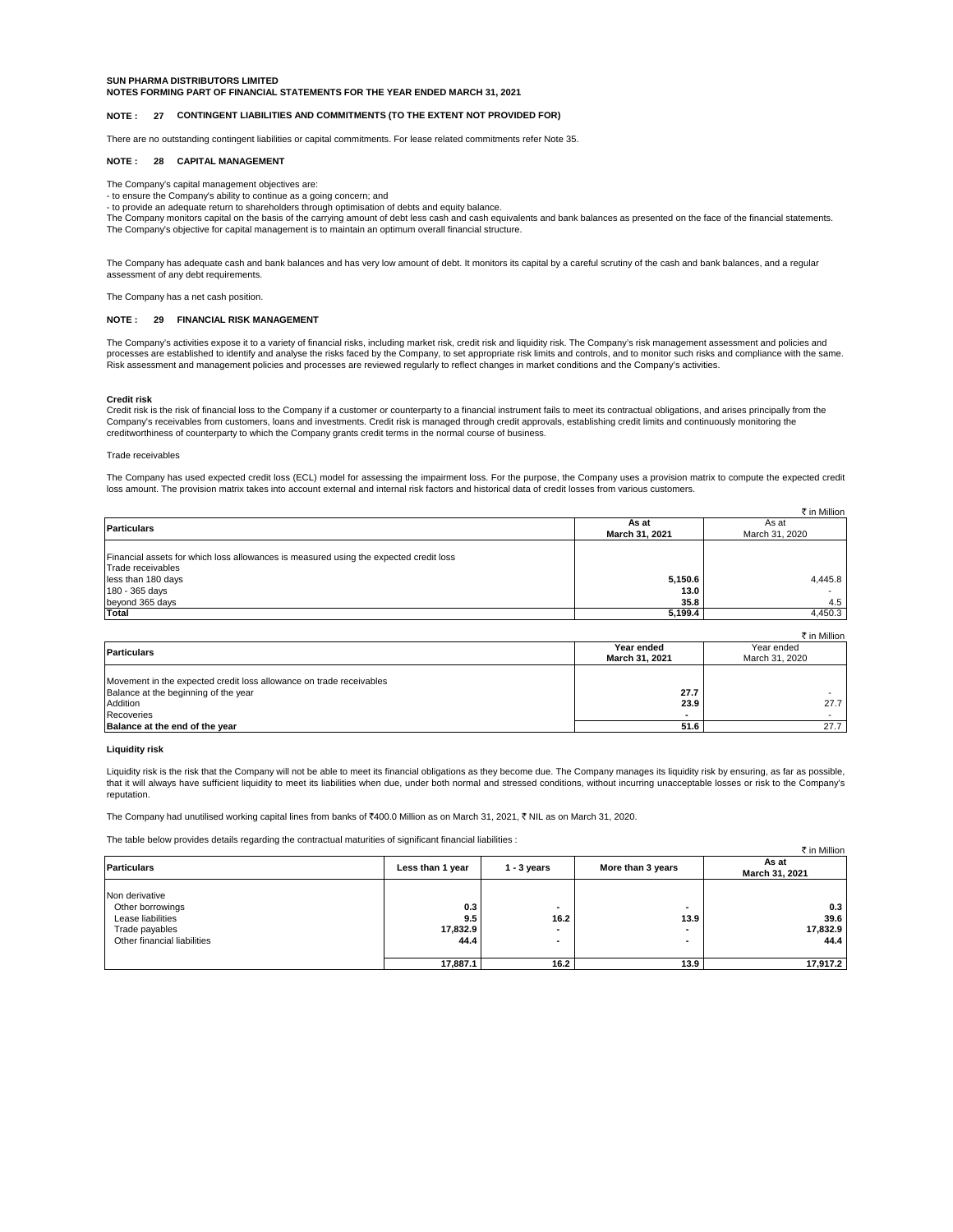**SUN PHARMA DISTRIBUTORS LIMITED**
**NOTES FORMING PART OF FINANCIAL STATEMENTS FOR THE YEAR ENDED MARCH 31, 2021**

## NOTE : 27 CONTINGENT LIABILITIES AND COMMITMENTS (TO THE EXTENT NOT PROVIDED FOR)

There are no outstanding contingent liabilities or capital commitments. For lease related commitments refer Note 35.

## NOTE : 28 CAPITAL MANAGEMENT

The Company's capital management objectives are:
- to ensure the Company's ability to continue as a going concern; and
- to provide an adequate return to shareholders through optimisation of debts and equity balance.

The Company monitors capital on the basis of the carrying amount of debt less cash and cash equivalents and bank balances as presented on the face of the financial statements.
The Company's objective for capital management is to maintain an optimum overall financial structure.

The Company has adequate cash and bank balances and has very low amount of debt. It monitors its capital by a careful scrutiny of the cash and bank balances, and a regular assessment of any debt requirements.

The Company has a net cash position.

## NOTE : 29 FINANCIAL RISK MANAGEMENT

The Company's activities expose it to a variety of financial risks, including market risk, credit risk and liquidity risk. The Company's risk management assessment and policies and processes are established to identify and analyse the risks faced by the Company, to set appropriate risk limits and controls, and to monitor such risks and compliance with the same. Risk assessment and management policies and processes are reviewed regularly to reflect changes in market conditions and the Company's activities.

**Credit risk**

Credit risk is the risk of financial loss to the Company if a customer or counterparty to a financial instrument fails to meet its contractual obligations, and arises principally from the Company's receivables from customers, loans and investments. Credit risk is managed through credit approvals, establishing credit limits and continuously monitoring the creditworthiness of counterparty to which the Company grants credit terms in the normal course of business.

Trade receivables

The Company has used expected credit loss (ECL) model for assessing the impairment loss. For the purpose, the Company uses a provision matrix to compute the expected credit loss amount. The provision matrix takes into account external and internal risk factors and historical data of credit losses from various customers.

₹ in Million

| Particulars | As at March 31, 2021 | As at March 31, 2020 |
|---|---|---|
| Financial assets for which loss allowances is measured using the expected credit loss | | |
| Trade receivables | | |
| less than 180 days | **5,150.6** | 4,445.8 |
| 180 - 365 days | **13.0** | - |
| beyond 365 days | **35.8** | 4.5 |
| **Total** | **5,199.4** | 4,450.3 |

₹ in Million

| Particulars | Year ended March 31, 2021 | Year ended March 31, 2020 |
|---|---|---|
| Movement in the expected credit loss allowance on trade receivables | | |
| Balance at the beginning of the year | **27.7** | - |
| Addition | **23.9** | 27.7 |
| Recoveries | **-** | - |
| **Balance at the end of the year** | **51.6** | 27.7 |

**Liquidity risk**

Liquidity risk is the risk that the Company will not be able to meet its financial obligations as they become due. The Company manages its liquidity risk by ensuring, as far as possible, that it will always have sufficient liquidity to meet its liabilities when due, under both normal and stressed conditions, without incurring unacceptable losses or risk to the Company's reputation.

The Company had unutilised working capital lines from banks of ₹400.0 Million as on March 31, 2021, ₹ NIL as on March 31, 2020.

The table below provides details regarding the contractual maturities of significant financial liabilities :

₹ in Million

| Particulars | Less than 1 year | 1 - 3 years | More than 3 years | As at March 31, 2021 |
|---|---|---|---|---|
| Non derivative | | | | |
| Other borrowings | **0.3** | **-** | **-** | **0.3** |
| Lease liabilities | **9.5** | **16.2** | **13.9** | **39.6** |
| Trade payables | **17,832.9** | **-** | **-** | **17,832.9** |
| Other financial liabilities | **44.4** | **-** | **-** | **44.4** |
| | **17,887.1** | **16.2** | **13.9** | **17,917.2** |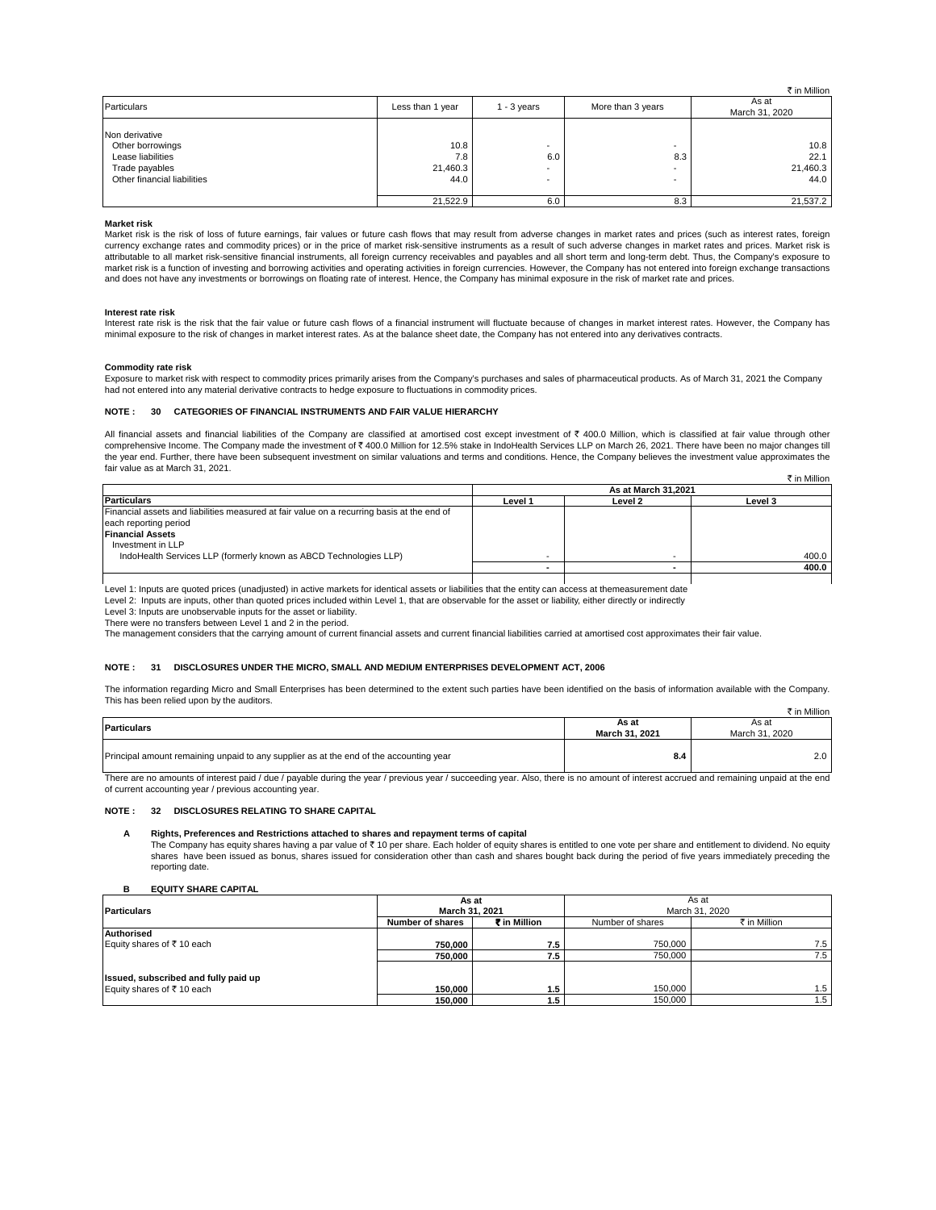₹ in Million

| Particulars | Less than 1 year | 1 - 3 years | More than 3 years | As at March 31, 2020 |
|---|---|---|---|---|
| Non derivative | | | | |
| Other borrowings | 10.8 | - | - | 10.8 |
| Lease liabilities | 7.8 | 6.0 | 8.3 | 22.1 |
| Trade payables | 21,460.3 | - | - | 21,460.3 |
| Other financial liabilities | 44.0 | - | - | 44.0 |
| | 21,522.9 | 6.0 | 8.3 | 21,537.2 |

**Market risk**

Market risk is the risk of loss of future earnings, fair values or future cash flows that may result from adverse changes in market rates and prices (such as interest rates, foreign currency exchange rates and commodity prices) or in the price of market risk-sensitive instruments as a result of such adverse changes in market rates and prices. Market risk is attributable to all market risk-sensitive financial instruments, all foreign currency receivables and payables and all short term and long-term debt. Thus, the Company's exposure to market risk is a function of investing and borrowing activities and operating activities in foreign currencies. However, the Company has not entered into foreign exchange transactions and does not have any investments or borrowings on floating rate of interest. Hence, the Company has minimal exposure in the risk of market rate and prices.

**Interest rate risk**

Interest rate risk is the risk that the fair value or future cash flows of a financial instrument will fluctuate because of changes in market interest rates. However, the Company has minimal exposure to the risk of changes in market interest rates. As at the balance sheet date, the Company has not entered into any derivatives contracts.

**Commodity rate risk**

Exposure to market risk with respect to commodity prices primarily arises from the Company's purchases and sales of pharmaceutical products. As of March 31, 2021 the Company had not entered into any material derivative contracts to hedge exposure to fluctuations in commodity prices.

## NOTE : 30 CATEGORIES OF FINANCIAL INSTRUMENTS AND FAIR VALUE HIERARCHY

All financial assets and financial liabilities of the Company are classified at amortised cost except investment of ₹ 400.0 Million, which is classified at fair value through other comprehensive Income. The Company made the investment of ₹ 400.0 Million for 12.5% stake in IndoHealth Services LLP on March 26, 2021. There have been no major changes till the year end. Further, there have been subsequent investment on similar valuations and terms and conditions. Hence, the Company believes the investment value approximates the fair value as at March 31, 2021.

₹ in Million

| Particulars | As at March 31,2021 | | |
|---|---|---|---|
| | Level 1 | Level 2 | Level 3 |
| Financial assets and liabilities measured at fair value on a recurring basis at the end of each reporting period | | | |
| **Financial Assets** | | | |
| Investment in LLP | | | |
| IndoHealth Services LLP (formerly known as ABCD Technologies LLP) | - | - | 400.0 |
| | **-** | **-** | **400.0** |

Level 1: Inputs are quoted prices (unadjusted) in active markets for identical assets or liabilities that the entity can access at themeasurement date

Level 2: Inputs are inputs, other than quoted prices included within Level 1, that are observable for the asset or liability, either directly or indirectly

Level 3: Inputs are unobservable inputs for the asset or liability.

There were no transfers between Level 1 and 2 in the period.

The management considers that the carrying amount of current financial assets and current financial liabilities carried at amortised cost approximates their fair value.

## NOTE : 31 DISCLOSURES UNDER THE MICRO, SMALL AND MEDIUM ENTERPRISES DEVELOPMENT ACT, 2006

The information regarding Micro and Small Enterprises has been determined to the extent such parties have been identified on the basis of information available with the Company. This has been relied upon by the auditors.

₹ in Million

| Particulars | As at March 31, 2021 | As at March 31, 2020 |
|---|---|---|
| Principal amount remaining unpaid to any supplier as at the end of the accounting year | **8.4** | 2.0 |

There are no amounts of interest paid / due / payable during the year / previous year / succeeding year. Also, there is no amount of interest accrued and remaining unpaid at the end of current accounting year / previous accounting year.

## NOTE : 32 DISCLOSURES RELATING TO SHARE CAPITAL

**A Rights, Preferences and Restrictions attached to shares and repayment terms of capital**

The Company has equity shares having a par value of ₹ 10 per share. Each holder of equity shares is entitled to one vote per share and entitlement to dividend. No equity shares have been issued as bonus, shares issued for consideration other than cash and shares bought back during the period of five years immediately preceding the reporting date.

**B EQUITY SHARE CAPITAL**

| Particulars | As at March 31, 2021 | | As at March 31, 2020 | |
|---|---|---|---|---|
| | **Number of shares** | **₹ in Million** | Number of shares | ₹ in Million |
| **Authorised** | | | | |
| Equity shares of ₹ 10 each | **750,000** | **7.5** | 750,000 | 7.5 |
| | **750,000** | **7.5** | 750,000 | 7.5 |
| **Issued, subscribed and fully paid up** | | | | |
| Equity shares of ₹ 10 each | **150,000** | **1.5** | 150,000 | 1.5 |
| | **150,000** | **1.5** | 150,000 | 1.5 |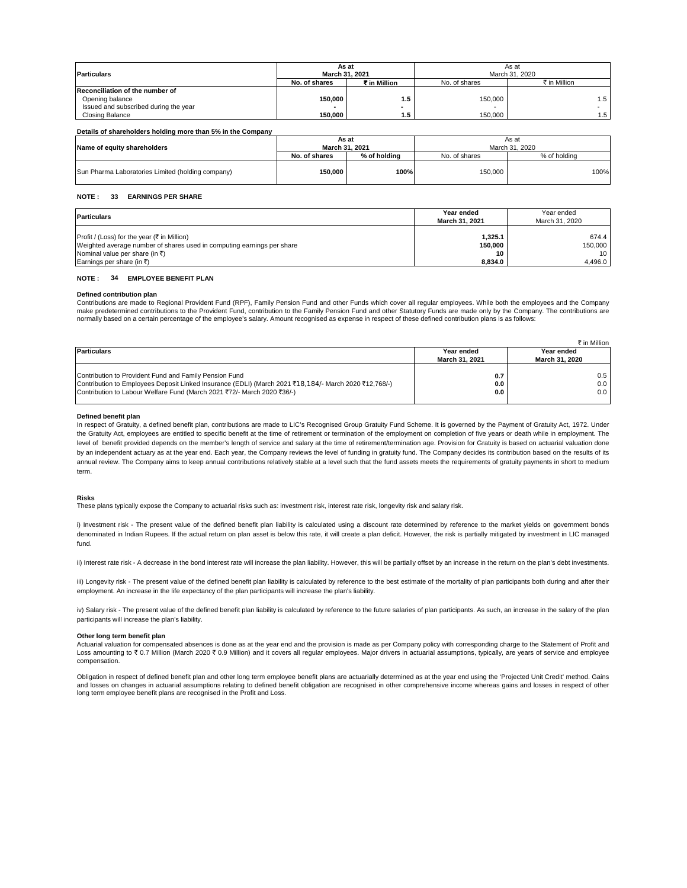| Particulars | As at March 31, 2021 | | As at March 31, 2020 | |
|---|---|---|---|---|
| | No. of shares | ₹ in Million | No. of shares | ₹ in Million |
| **Reconciliation of the number of** | | | | |
| Opening balance | 150,000 | 1.5 | 150,000 | 1.5 |
| Issued and subscribed during the year | - | - | - | - |
| Closing Balance | 150,000 | 1.5 | 150,000 | 1.5 |

**Details of shareholders holding more than 5% in the Company**

| Name of equity shareholders | As at March 31, 2021 | | As at March 31, 2020 | |
|---|---|---|---|---|
| | No. of shares | % of holding | No. of shares | % of holding |
| Sun Pharma Laboratories Limited (holding company) | 150,000 | 100% | 150,000 | 100% |

## NOTE : 33 EARNINGS PER SHARE

| Particulars | Year ended March 31, 2021 | Year ended March 31, 2020 |
|---|---|---|
| Profit / (Loss) for the year (₹ in Million) | 1,325.1 | 674.4 |
| Weighted average number of shares used in computing earnings per share | 150,000 | 150,000 |
| Nominal value per share (in ₹) | 10 | 10 |
| Earnings per share (in ₹) | 8,834.0 | 4,496.0 |

## NOTE : 34 EMPLOYEE BENEFIT PLAN

**Defined contribution plan**

Contributions are made to Regional Provident Fund (RPF), Family Pension Fund and other Funds which cover all regular employees. While both the employees and the Company make predetermined contributions to the Provident Fund, contribution to the Family Pension Fund and other Statutory Funds are made only by the Company. The contributions are normally based on a certain percentage of the employee's salary. Amount recognised as expense in respect of these defined contribution plans is as follows:

₹ in Million

| Particulars | Year ended March 31, 2021 | Year ended March 31, 2020 |
|---|---|---|
| Contribution to Provident Fund and Family Pension Fund | 0.7 | 0.5 |
| Contribution to Employees Deposit Linked Insurance (EDLI) (March 2021 ₹18,184/- March 2020 ₹12,768/-) | 0.0 | 0.0 |
| Contribution to Labour Welfare Fund (March 2021 ₹72/- March 2020 ₹36/-) | 0.0 | 0.0 |

**Defined benefit plan**

In respect of Gratuity, a defined benefit plan, contributions are made to LIC's Recognised Group Gratuity Fund Scheme. It is governed by the Payment of Gratuity Act, 1972. Under the Gratuity Act, employees are entitled to specific benefit at the time of retirement or termination of the employment on completion of five years or death while in employment. The level of benefit provided depends on the member's length of service and salary at the time of retirement/termination age. Provision for Gratuity is based on actuarial valuation done by an independent actuary as at the year end. Each year, the Company reviews the level of funding in gratuity fund. The Company decides its contribution based on the results of its annual review. The Company aims to keep annual contributions relatively stable at a level such that the fund assets meets the requirements of gratuity payments in short to medium term.

**Risks**

These plans typically expose the Company to actuarial risks such as: investment risk, interest rate risk, longevity risk and salary risk.

i) Investment risk - The present value of the defined benefit plan liability is calculated using a discount rate determined by reference to the market yields on government bonds denominated in Indian Rupees. If the actual return on plan asset is below this rate, it will create a plan deficit. However, the risk is partially mitigated by investment in LIC managed fund.

ii) Interest rate risk - A decrease in the bond interest rate will increase the plan liability. However, this will be partially offset by an increase in the return on the plan's debt investments.

iii) Longevity risk - The present value of the defined benefit plan liability is calculated by reference to the best estimate of the mortality of plan participants both during and after their employment. An increase in the life expectancy of the plan participants will increase the plan's liability.

iv) Salary risk - The present value of the defined benefit plan liability is calculated by reference to the future salaries of plan participants. As such, an increase in the salary of the plan participants will increase the plan's liability.

**Other long term benefit plan**

Actuarial valuation for compensated absences is done as at the year end and the provision is made as per Company policy with corresponding charge to the Statement of Profit and Loss amounting to ₹ 0.7 Million (March 2020 ₹ 0.9 Million) and it covers all regular employees. Major drivers in actuarial assumptions, typically, are years of service and employee compensation.

Obligation in respect of defined benefit plan and other long term employee benefit plans are actuarially determined as at the year end using the 'Projected Unit Credit' method. Gains and losses on changes in actuarial assumptions relating to defined benefit obligation are recognised in other comprehensive income whereas gains and losses in respect of other long term employee benefit plans are recognised in the Profit and Loss.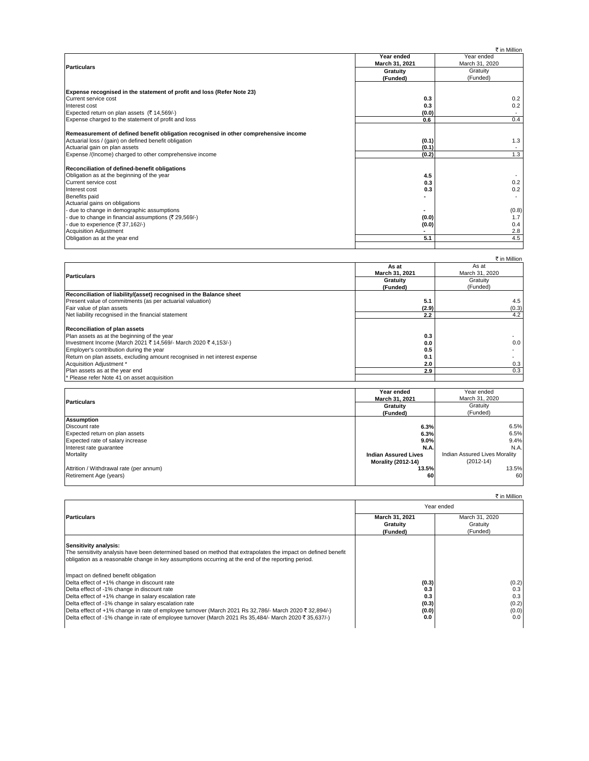₹ in Million

| Particulars | Year ended March 31, 2021 Gratuity (Funded) | Year ended March 31, 2020 Gratuity (Funded) |
|---|---|---|
| **Expense recognised in the statement of profit and loss (Refer Note 23)** | | |
| Current service cost | 0.3 | 0.2 |
| Interest cost | 0.3 | 0.2 |
| Expected return on plan assets (₹ 14,569/-) | (0.0) | - |
| Expense charged to the statement of profit and loss | 0.6 | 0.4 |
| **Remeasurement of defined benefit obligation recognised in other comprehensive income** | | |
| Actuarial loss / (gain) on defined benefit obligation | (0.1) | 1.3 |
| Actuarial gain on plan assets | (0.1) | - |
| Expense /(Income) charged to other comprehensive income | (0.2) | 1.3 |
| **Reconciliation of defined-benefit obligations** | | |
| Obligation as at the beginning of the year | 4.5 | - |
| Current service cost | 0.3 | 0.2 |
| Interest cost | 0.3 | 0.2 |
| Benefits paid | - | - |
| Actuarial gains on obligations | | |
| - due to change in demographic assumptions | - | (0.8) |
| - due to change in financial assumptions (₹ 29,569/-) | (0.0) | 1.7 |
| - due to experience (₹ 37,162/-) | (0.0) | 0.4 |
| Acquisition Adjustment | - | 2.8 |
| Obligation as at the year end | 5.1 | 4.5 |

₹ in Million

| Particulars | As at March 31, 2021 Gratuity (Funded) | As at March 31, 2020 Gratuity (Funded) |
|---|---|---|
| **Reconciliation of liability/(asset) recognised in the Balance sheet** | | |
| Present value of commitments (as per actuarial valuation) | 5.1 | 4.5 |
| Fair value of plan assets | (2.9) | (0.3) |
| Net liability recognised in the financial statement | 2.2 | 4.2 |
| **Reconciliation of plan assets** | | |
| Plan assets as at the beginning of the year | 0.3 | - |
| Investment Income (March 2021 ₹ 14,569/- March 2020 ₹ 4,153/-) | 0.0 | 0.0 |
| Employer's contribution during the year | 0.5 | - |
| Return on plan assets, excluding amount recognised in net interest expense | 0.1 | - |
| Acquisition Adjustment * | 2.0 | 0.3 |
| Plan assets as at the year end | 2.9 | 0.3 |
| * Please refer Note 41 on asset acquisition | | |

| Particulars | Year ended March 31, 2021 Gratuity (Funded) | Year ended March 31, 2020 Gratuity (Funded) |
|---|---|---|
| **Assumption** | | |
| Discount rate | 6.3% | 6.5% |
| Expected return on plan assets | 6.3% | 6.5% |
| Expected rate of salary increase | 9.0% | 9.4% |
| Interest rate guarantee | N.A. | N.A. |
| Mortality | Indian Assured Lives Morality (2012-14) | Indian Assured Lives Morality (2012-14) |
| Attrition / Withdrawal rate (per annum) | 13.5% | 13.5% |
| Retirement Age (years) | 60 | 60 |

₹ in Million

| Particulars | Year ended March 31, 2021 Gratuity (Funded) | Year ended March 31, 2020 Gratuity (Funded) |
|---|---|---|
| **Sensitivity analysis:** The sensitivity analysis have been determined based on method that extrapolates the impact on defined benefit obligation as a reasonable change in key assumptions occurring at the end of the reporting period. | | |
| Impact on defined benefit obligation | | |
| Delta effect of +1% change in discount rate | (0.3) | (0.2) |
| Delta effect of -1% change in discount rate | 0.3 | 0.3 |
| Delta effect of +1% change in salary escalation rate | 0.3 | 0.3 |
| Delta effect of -1% change in salary escalation rate | (0.3) | (0.2) |
| Delta effect of +1% change in rate of employee turnover (March 2021 Rs 32,786/- March 2020 ₹ 32,894/-) | (0.0) | (0.0) |
| Delta effect of -1% change in rate of employee turnover (March 2021 Rs 35,484/- March 2020 ₹ 35,637/-) | 0.0 | 0.0 |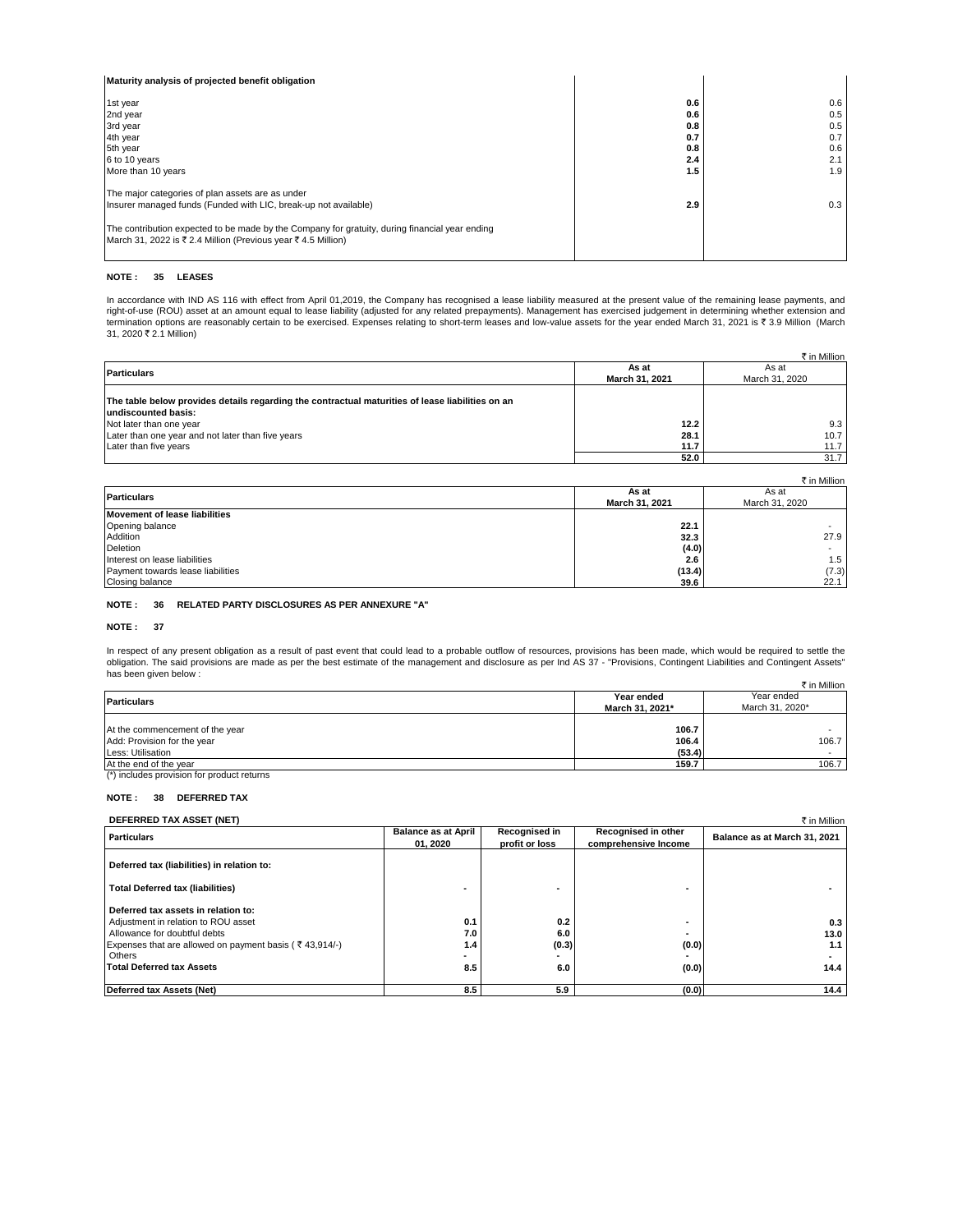| Maturity analysis of projected benefit obligation | | |
|---|---|---|
| 1st year | **0.6** | 0.6 |
| 2nd year | **0.6** | 0.5 |
| 3rd year | **0.8** | 0.5 |
| 4th year | **0.7** | 0.7 |
| 5th year | **0.8** | 0.6 |
| 6 to 10 years | **2.4** | 2.1 |
| More than 10 years | **1.5** | 1.9 |
| The major categories of plan assets are as under | | |
| Insurer managed funds (Funded with LIC, break-up not available) | **2.9** | 0.3 |
| The contribution expected to be made by the Company for gratuity, during financial year ending March 31, 2022 is ₹ 2.4 Million (Previous year ₹ 4.5 Million) | | |

**NOTE : 35 LEASES**

In accordance with IND AS 116 with effect from April 01,2019, the Company has recognised a lease liability measured at the present value of the remaining lease payments, and right-of-use (ROU) asset at an amount equal to lease liability (adjusted for any related prepayments). Management has exercised judgement in determining whether extension and termination options are reasonably certain to be exercised. Expenses relating to short-term leases and low-value assets for the year ended March 31, 2021 is ₹ 3.9 Million (March 31, 2020 ₹ 2.1 Million)

₹ in Million

| Particulars | As at March 31, 2021 | As at March 31, 2020 |
|---|---|---|
| **The table below provides details regarding the contractual maturities of lease liabilities on an undiscounted basis:** | | |
| Not later than one year | **12.2** | 9.3 |
| Later than one year and not later than five years | **28.1** | 10.7 |
| Later than five years | **11.7** | 11.7 |
| | **52.0** | 31.7 |

₹ in Million

| Particulars | As at March 31, 2021 | As at March 31, 2020 |
|---|---|---|
| **Movement of lease liabilities** | | |
| Opening balance | **22.1** | - |
| Addition | **32.3** | 27.9 |
| Deletion | **(4.0)** | - |
| Interest on lease liabilities | **2.6** | 1.5 |
| Payment towards lease liabilities | **(13.4)** | (7.3) |
| Closing balance | **39.6** | 22.1 |

**NOTE : 36 RELATED PARTY DISCLOSURES AS PER ANNEXURE "A"**

**NOTE : 37**

In respect of any present obligation as a result of past event that could lead to a probable outflow of resources, provisions has been made, which would be required to settle the obligation. The said provisions are made as per the best estimate of the management and disclosure as per Ind AS 37 - "Provisions, Contingent Liabilities and Contingent Assets" has been given below :

₹ in Million

| Particulars | Year ended March 31, 2021* | Year ended March 31, 2020* |
|---|---|---|
| At the commencement of the year | **106.7** | - |
| Add: Provision for the year | **106.4** | 106.7 |
| Less: Utilisation | **(53.4)** | - |
| At the end of the year | **159.7** | 106.7 |

(*) includes provision for product returns

**NOTE : 38 DEFERRED TAX**

**DEFERRED TAX ASSET (NET)** ₹ in Million

| Particulars | Balance as at April 01, 2020 | Recognised in profit or loss | Recognised in other comprehensive Income | Balance as at March 31, 2021 |
|---|---|---|---|---|
| **Deferred tax (liabilities) in relation to:** | | | | |
| **Total Deferred tax (liabilities)** | - | - | - | - |
| **Deferred tax assets in relation to:** | | | | |
| Adjustment in relation to ROU asset | 0.1 | 0.2 | - | 0.3 |
| Allowance for doubtful debts | 7.0 | 6.0 | - | 13.0 |
| Expenses that are allowed on payment basis ( ₹ 43,914/-) | 1.4 | (0.3) | (0.0) | 1.1 |
| Others | - | - | - | - |
| **Total Deferred tax Assets** | 8.5 | 6.0 | (0.0) | 14.4 |
| **Deferred tax Assets (Net)** | 8.5 | 5.9 | (0.0) | 14.4 |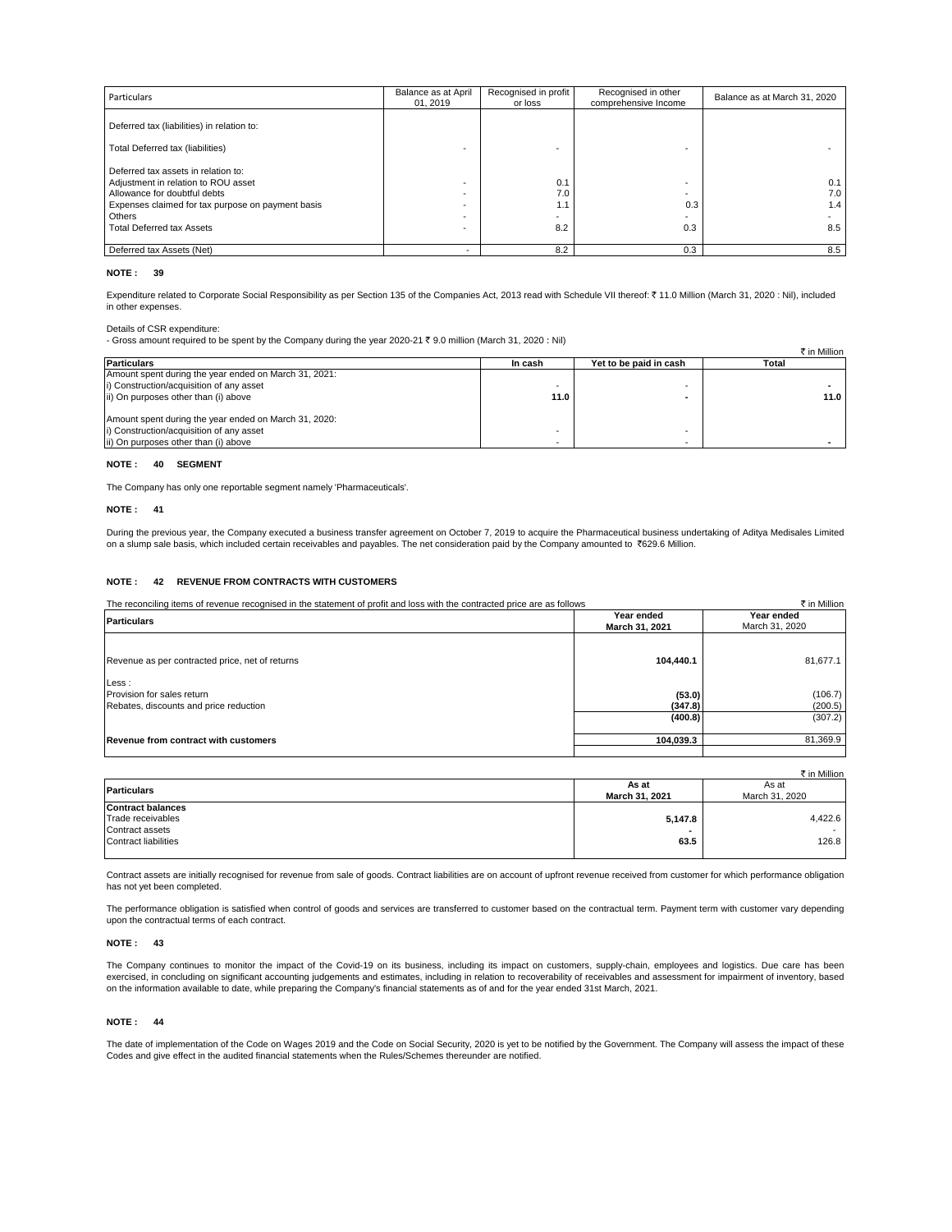| Particulars | Balance as at April 01, 2019 | Recognised in profit or loss | Recognised in other comprehensive Income | Balance as at March 31, 2020 |
|---|---|---|---|---|
| Deferred tax (liabilities) in relation to: | | | | |
| Total Deferred tax (liabilities) | - | - | - | - |
| Deferred tax assets in relation to: | | | | |
| Adjustment in relation to ROU asset | - | 0.1 | - | 0.1 |
| Allowance for doubtful debts | - | 7.0 | - | 7.0 |
| Expenses claimed for tax purpose on payment basis | - | 1.1 | 0.3 | 1.4 |
| Others | - | - | - | - |
| Total Deferred tax Assets | - | 8.2 | 0.3 | 8.5 |
| Deferred tax Assets (Net) | - | 8.2 | 0.3 | 8.5 |

**NOTE : 39**

Expenditure related to Corporate Social Responsibility as per Section 135 of the Companies Act, 2013 read with Schedule VII thereof: ₹ 11.0 Million (March 31, 2020 : Nil), included in other expenses.

Details of CSR expenditure:

- Gross amount required to be spent by the Company during the year 2020-21 ₹ 9.0 million (March 31, 2020 : Nil)

₹ in Million

| Particulars | In cash | Yet to be paid in cash | Total |
|---|---|---|---|
| Amount spent during the year ended on March 31, 2021: | | | |
| i) Construction/acquisition of any asset | - | - | - |
| ii) On purposes other than (i) above | 11.0 | - | 11.0 |
| Amount spent during the year ended on March 31, 2020: | | | |
| i) Construction/acquisition of any asset | - | - | |
| ii) On purposes other than (i) above | - | - | - |

**NOTE : 40 SEGMENT**

The Company has only one reportable segment namely 'Pharmaceuticals'.

**NOTE : 41**

During the previous year, the Company executed a business transfer agreement on October 7, 2019 to acquire the Pharmaceutical business undertaking of Aditya Medisales Limited on a slump sale basis, which included certain receivables and payables. The net consideration paid by the Company amounted to ₹629.6 Million.

**NOTE : 42 REVENUE FROM CONTRACTS WITH CUSTOMERS**

The reconciling items of revenue recognised in the statement of profit and loss with the contracted price are as follows

₹ in Million

| Particulars | Year ended March 31, 2021 | Year ended March 31, 2020 |
|---|---|---|
| Revenue as per contracted price, net of returns | 104,440.1 | 81,677.1 |
| Less : | | |
| Provision for sales return | (53.0) | (106.7) |
| Rebates, discounts and price reduction | (347.8) | (200.5) |
| | (400.8) | (307.2) |
| **Revenue from contract with customers** | 104,039.3 | 81,369.9 |

₹ in Million

| Particulars | As at March 31, 2021 | As at March 31, 2020 |
|---|---|---|
| **Contract balances** | | |
| Trade receivables | 5,147.8 | 4,422.6 |
| Contract assets | - | - |
| Contract liabilities | 63.5 | 126.8 |

Contract assets are initially recognised for revenue from sale of goods. Contract liabilities are on account of upfront revenue received from customer for which performance obligation has not yet been completed.

The performance obligation is satisfied when control of goods and services are transferred to customer based on the contractual term. Payment term with customer vary depending upon the contractual terms of each contract.

**NOTE : 43**

The Company continues to monitor the impact of the Covid-19 on its business, including its impact on customers, supply-chain, employees and logistics. Due care has been exercised, in concluding on significant accounting judgements and estimates, including in relation to recoverability of receivables and assessment for impairment of inventory, based on the information available to date, while preparing the Company's financial statements as of and for the year ended 31st March, 2021.

**NOTE : 44**

The date of implementation of the Code on Wages 2019 and the Code on Social Security, 2020 is yet to be notified by the Government. The Company will assess the impact of these Codes and give effect in the audited financial statements when the Rules/Schemes thereunder are notified.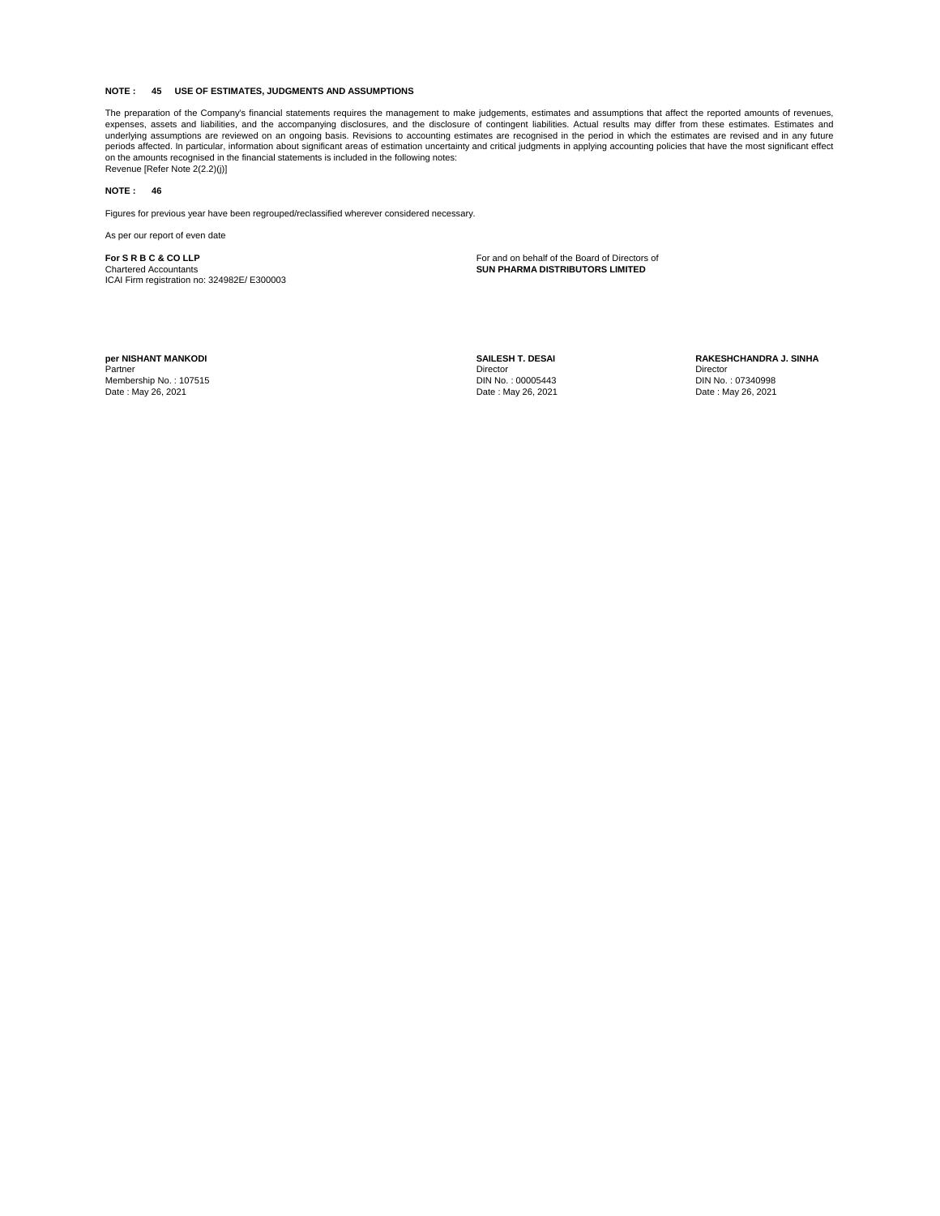**NOTE : 45 USE OF ESTIMATES, JUDGMENTS AND ASSUMPTIONS**

The preparation of the Company's financial statements requires the management to make judgements, estimates and assumptions that affect the reported amounts of revenues, expenses, assets and liabilities, and the accompanying disclosures, and the disclosure of contingent liabilities. Actual results may differ from these estimates. Estimates and underlying assumptions are reviewed on an ongoing basis. Revisions to accounting estimates are recognised in the period in which the estimates are revised and in any future periods affected. In particular, information about significant areas of estimation uncertainty and critical judgments in applying accounting policies that have the most significant effect on the amounts recognised in the financial statements is included in the following notes:
Revenue [Refer Note 2(2.2)(j)]

**NOTE : 46**

Figures for previous year have been regrouped/reclassified wherever considered necessary.

As per our report of even date

**For S R B C & CO LLP**
Chartered Accountants
ICAI Firm registration no: 324982E/ E300003

For and on behalf of the Board of Directors of
**SUN PHARMA DISTRIBUTORS LIMITED**

**per NISHANT MANKODI**
Partner
Membership No. : 107515
Date : May 26, 2021

**SAILESH T. DESAI**
Director
DIN No. : 00005443
Date : May 26, 2021

**RAKESHCHANDRA J. SINHA**
Director
DIN No. : 07340998
Date : May 26, 2021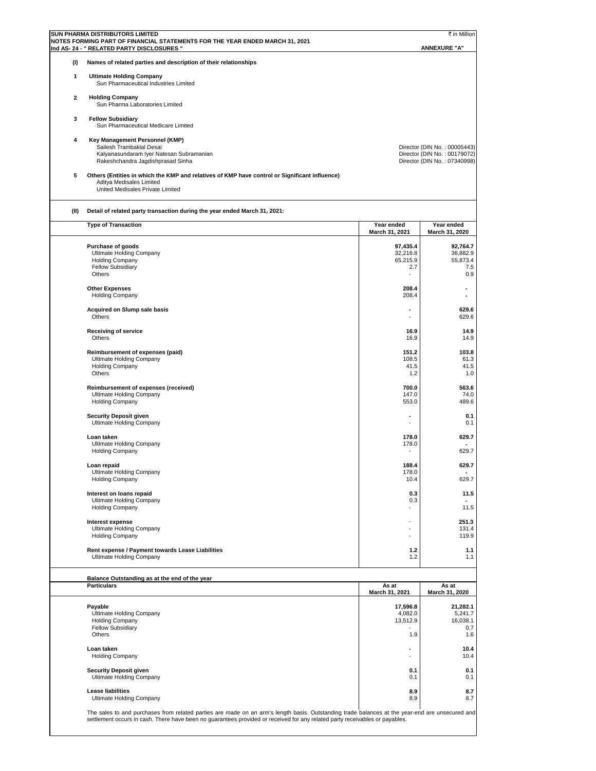**SUN PHARMA DISTRIBUTORS LIMITED** ₹ in Million

**NOTES FORMING PART OF FINANCIAL STATEMENTS FOR THE YEAR ENDED MARCH 31, 2021**

**Ind AS- 24 - " RELATED PARTY DISCLOSURES "** **ANNEXURE "A"**

**(I) Names of related parties and description of their relationships**

**1 Ultimate Holding Company**
Sun Pharmaceutical Industries Limited

**2 Holding Company**
Sun Pharma Laboratories Limited

**3 Fellow Subsidiary**
Sun Pharmaceutical Medicare Limited

**4 Key Management Personnel (KMP)**

| | |
|---|---|
| Sailesh Trambaklal Desai | Director (DIN No. : 00005443) |
| Kalyanasundaram Iyer Natesan Subramanian | Director (DIN No. : 00179072) |
| Rakeshchandra Jagdishprasad Sinha | Director (DIN No. : 07340998) |

**5 Others (Entities in which the KMP and relatives of KMP have control or Significant influence)**
Aditya Medisales Limited
United Medisales Private Limited

**(II) Detail of related party transaction during the year ended March 31, 2021:**

| Type of Transaction | Year ended March 31, 2021 | Year ended March 31, 2020 |
|---|---|---|
| **Purchase of goods** | **97,435.4** | **92,764.7** |
| Ultimate Holding Company | 32,216.8 | 36,882.9 |
| Holding Company | 65,215.9 | 55,873.4 |
| Fellow Subsidiary | 2.7 | 7.5 |
| Others | - | 0.9 |
| **Other Expenses** | **208.4** | **-** |
| Holding Company | 208.4 | - |
| **Acquired on Slump sale basis** | **-** | **629.6** |
| Others | - | 629.6 |
| **Receiving of service** | **16.9** | **14.9** |
| Others | 16.9 | 14.9 |
| **Reimbursement of expenses (paid)** | **151.2** | **103.8** |
| Ultimate Holding Company | 108.5 | 61.3 |
| Holding Company | 41.5 | 41.5 |
| Others | 1.2 | 1.0 |
| **Reimbursement of expenses (received)** | **700.0** | **563.6** |
| Ultimate Holding Company | 147.0 | 74.0 |
| Holding Company | 553.0 | 489.6 |
| **Security Deposit given** | **-** | **0.1** |
| Ultimate Holding Company | - | 0.1 |
| **Loan taken** | **178.0** | **629.7** |
| Ultimate Holding Company | 178.0 | - |
| Holding Company | - | 629.7 |
| **Loan repaid** | **188.4** | **629.7** |
| Ultimate Holding Company | 178.0 | - |
| Holding Company | 10.4 | 629.7 |
| **Interest on loans repaid** | **0.3** | **11.5** |
| Ultimate Holding Company | 0.3 | - |
| Holding Company | - | 11.5 |
| **Interest expense** | - | **251.3** |
| Ultimate Holding Company | - | 131.4 |
| Holding Company | - | 119.9 |
| **Rent expense / Payment towards Lease Liabilities** | **1.2** | **1.1** |
| Ultimate Holding Company | 1.2 | 1.1 |

**Balance Outstanding as at the end of the year**

| Particulars | As at March 31, 2021 | As at March 31, 2020 |
|---|---|---|
| **Payable** | **17,596.8** | **21,282.1** |
| Ultimate Holding Company | 4,082.0 | 5,241.7 |
| Holding Company | 13,512.9 | 16,038.1 |
| Fellow Subsidiary | - | 0.7 |
| Others | 1.9 | 1.6 |
| **Loan taken** | **-** | **10.4** |
| Holding Company | - | 10.4 |
| **Security Deposit given** | **0.1** | **0.1** |
| Ultimate Holding Company | 0.1 | 0.1 |
| **Lease liabilities** | **8.9** | **8.7** |
| Ultimate Holding Company | 8.9 | 8.7 |

The sales to and purchases from related parties are made on an arm's length basis. Outstanding trade balances at the year-end are unsecured and settlement occurs in cash. There have been no guarantees provided or received for any related party receivables or payables.